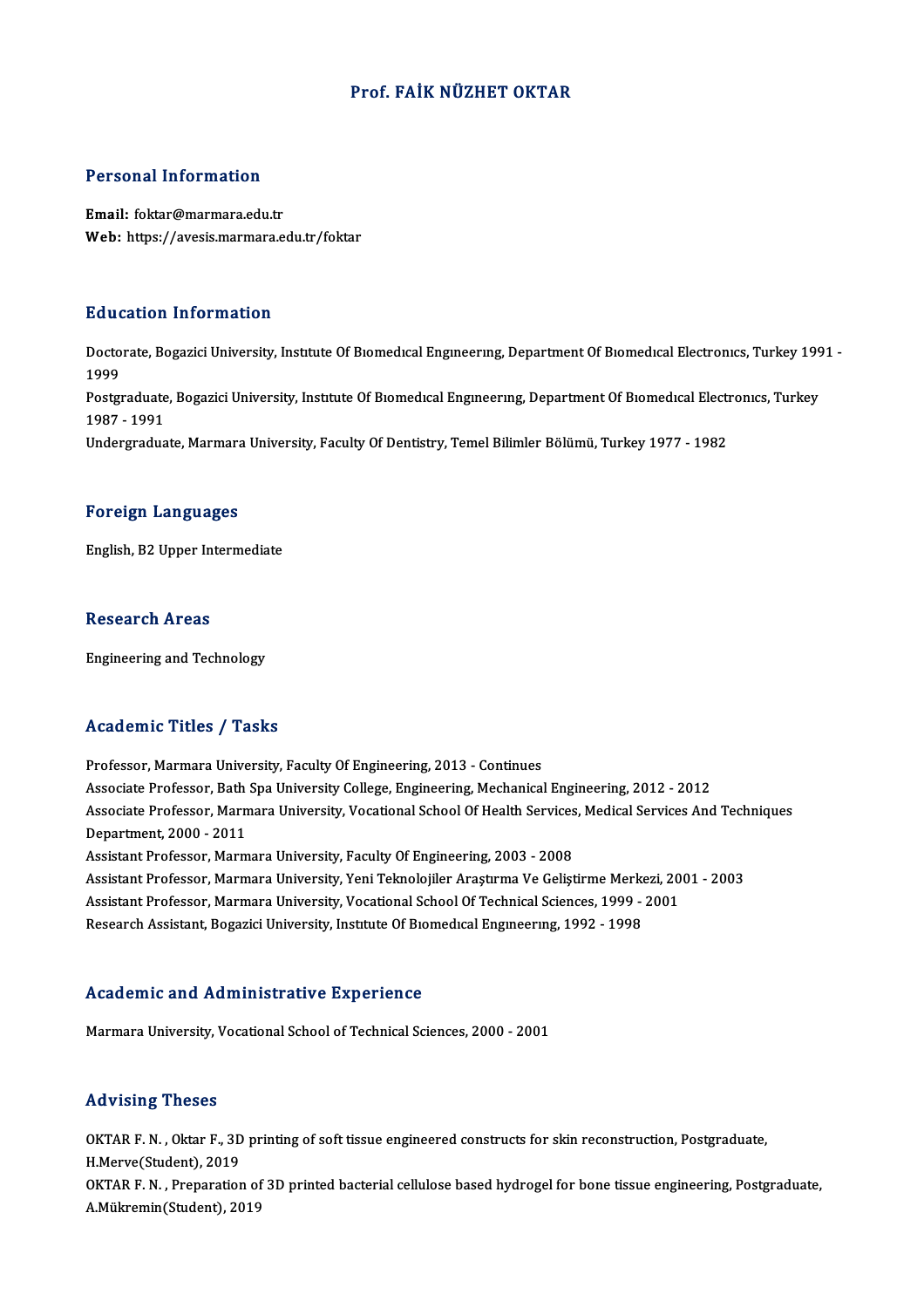# Prof. FAİK NÜZHET OKTAR

## Personal Information

**Email:** foktar@marmara.edu.tr
**Web:** https://avesis.marmara.edu.tr/foktar

## Education Information

Doctorate, Bogazici University, Instıtute Of Bıomedıcal Engıneerıng, Department Of Bıomedıcal Electronıcs, Turkey 1991 - 1999
Postgraduate, Bogazici University, Instıtute Of Bıomedıcal Engıneerıng, Department Of Bıomedıcal Electronıcs, Turkey 1987 - 1991
Undergraduate, Marmara University, Faculty Of Dentistry, Temel Bilimler Bölümü, Turkey 1977 - 1982

## Foreign Languages

English, B2 Upper Intermediate

## Research Areas

Engineering and Technology

## Academic Titles / Tasks

Professor, Marmara University, Faculty Of Engineering, 2013 - Continues
Associate Professor, Bath Spa University College, Engineering, Mechanical Engineering, 2012 - 2012
Associate Professor, Marmara University, Vocational School Of Health Services, Medical Services And Techniques Department, 2000 - 2011
Assistant Professor, Marmara University, Faculty Of Engineering, 2003 - 2008
Assistant Professor, Marmara University, Yeni Teknolojiler Araştırma Ve Geliştirme Merkezi, 2001 - 2003
Assistant Professor, Marmara University, Vocational School Of Technical Sciences, 1999 - 2001
Research Assistant, Bogazici University, Instıtute Of Bıomedıcal Engıneerıng, 1992 - 1998

## Academic and Administrative Experience

Marmara University, Vocational School of Technical Sciences, 2000 - 2001

## Advising Theses

OKTAR F. N. , Oktar F., 3D printing of soft tissue engineered constructs for skin reconstruction, Postgraduate, H.Merve(Student), 2019
OKTAR F. N. , Preparation of 3D printed bacterial cellulose based hydrogel for bone tissue engineering, Postgraduate, A.Mükremin(Student), 2019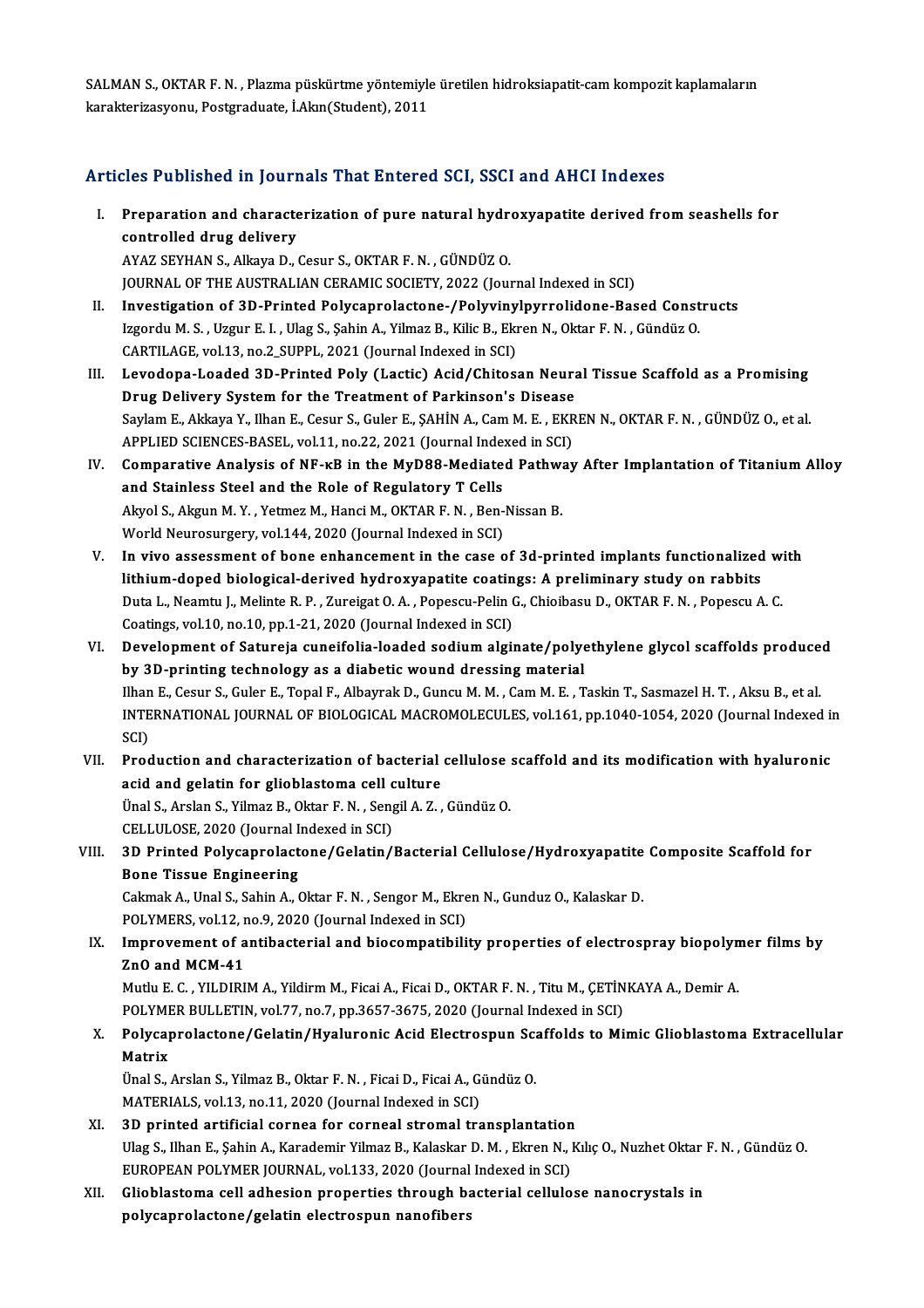SALMAN S., OKTAR F. N. , Plazma püskürtme yöntemiyle üretilen hidroksiapatit-cam kompozit kaplamaların karakterizasyonu, Postgraduate, İ.Akın(Student), 2011

## Articles Published in Journals That Entered SCI, SSCI and AHCI Indexes

I. **Preparation and characterization of pure natural hydroxyapatite derived from seashells for controlled drug delivery**
AYAZ SEYHAN S., Alkaya D., Cesur S., OKTAR F. N. , GÜNDÜZ O.
JOURNAL OF THE AUSTRALIAN CERAMIC SOCIETY, 2022 (Journal Indexed in SCI)

II. **Investigation of 3D-Printed Polycaprolactone-/Polyvinylpyrrolidone-Based Constructs**
Izgordu M. S. , Uzgur E. I. , Ulag S., Şahin A., Yilmaz B., Kilic B., Ekren N., Oktar F. N. , Gündüz O.
CARTILAGE, vol.13, no.2_SUPPL, 2021 (Journal Indexed in SCI)

III. **Levodopa-Loaded 3D-Printed Poly (Lactic) Acid/Chitosan Neural Tissue Scaffold as a Promising Drug Delivery System for the Treatment of Parkinson's Disease**
Saylam E., Akkaya Y., Ilhan E., Cesur S., Guler E., ŞAHİN A., Cam M. E. , EKREN N., OKTAR F. N. , GÜNDÜZ O., et al.
APPLIED SCIENCES-BASEL, vol.11, no.22, 2021 (Journal Indexed in SCI)

IV. **Comparative Analysis of NF-κB in the MyD88-Mediated Pathway After Implantation of Titanium Alloy and Stainless Steel and the Role of Regulatory T Cells**
Akyol S., Akgun M. Y. , Yetmez M., Hanci M., OKTAR F. N. , Ben-Nissan B.
World Neurosurgery, vol.144, 2020 (Journal Indexed in SCI)

V. **In vivo assessment of bone enhancement in the case of 3d-printed implants functionalized with lithium-doped biological-derived hydroxyapatite coatings: A preliminary study on rabbits**
Duta L., Neamtu J., Melinte R. P. , Zureigat O. A. , Popescu-Pelin G., Chioibasu D., OKTAR F. N. , Popescu A. C.
Coatings, vol.10, no.10, pp.1-21, 2020 (Journal Indexed in SCI)

VI. **Development of Satureja cuneifolia-loaded sodium alginate/polyethylene glycol scaffolds produced by 3D-printing technology as a diabetic wound dressing material**
Ilhan E., Cesur S., Guler E., Topal F., Albayrak D., Guncu M. M. , Cam M. E. , Taskin T., Sasmazel H. T. , Aksu B., et al.
INTERNATIONAL JOURNAL OF BIOLOGICAL MACROMOLECULES, vol.161, pp.1040-1054, 2020 (Journal Indexed in SCI)

VII. **Production and characterization of bacterial cellulose scaffold and its modification with hyaluronic acid and gelatin for glioblastoma cell culture**
Ünal S., Arslan S., Yilmaz B., Oktar F. N. , Sengil A. Z. , Gündüz O.
CELLULOSE, 2020 (Journal Indexed in SCI)

VIII. **3D Printed Polycaprolactone/Gelatin/Bacterial Cellulose/Hydroxyapatite Composite Scaffold for Bone Tissue Engineering**
Cakmak A., Unal S., Sahin A., Oktar F. N. , Sengor M., Ekren N., Gunduz O., Kalaskar D.
POLYMERS, vol.12, no.9, 2020 (Journal Indexed in SCI)

IX. **Improvement of antibacterial and biocompatibility properties of electrospray biopolymer films by ZnO and MCM-41**
Mutlu E. C. , YILDIRIM A., Yildirm M., Ficai A., Ficai D., OKTAR F. N. , Titu M., ÇETİNKAYA A., Demir A.
POLYMER BULLETIN, vol.77, no.7, pp.3657-3675, 2020 (Journal Indexed in SCI)

X. **Polycaprolactone/Gelatin/Hyaluronic Acid Electrospun Scaffolds to Mimic Glioblastoma Extracellular Matrix**
Ünal S., Arslan S., Yilmaz B., Oktar F. N. , Ficai D., Ficai A., Gündüz O.
MATERIALS, vol.13, no.11, 2020 (Journal Indexed in SCI)

XI. **3D printed artificial cornea for corneal stromal transplantation**
Ulag S., Ilhan E., Şahin A., Karademir Yilmaz B., Kalaskar D. M. , Ekren N., Kılıç O., Nuzhet Oktar F. N. , Gündüz O.
EUROPEAN POLYMER JOURNAL, vol.133, 2020 (Journal Indexed in SCI)

XII. **Glioblastoma cell adhesion properties through bacterial cellulose nanocrystals in polycaprolactone/gelatin electrospun nanofibers**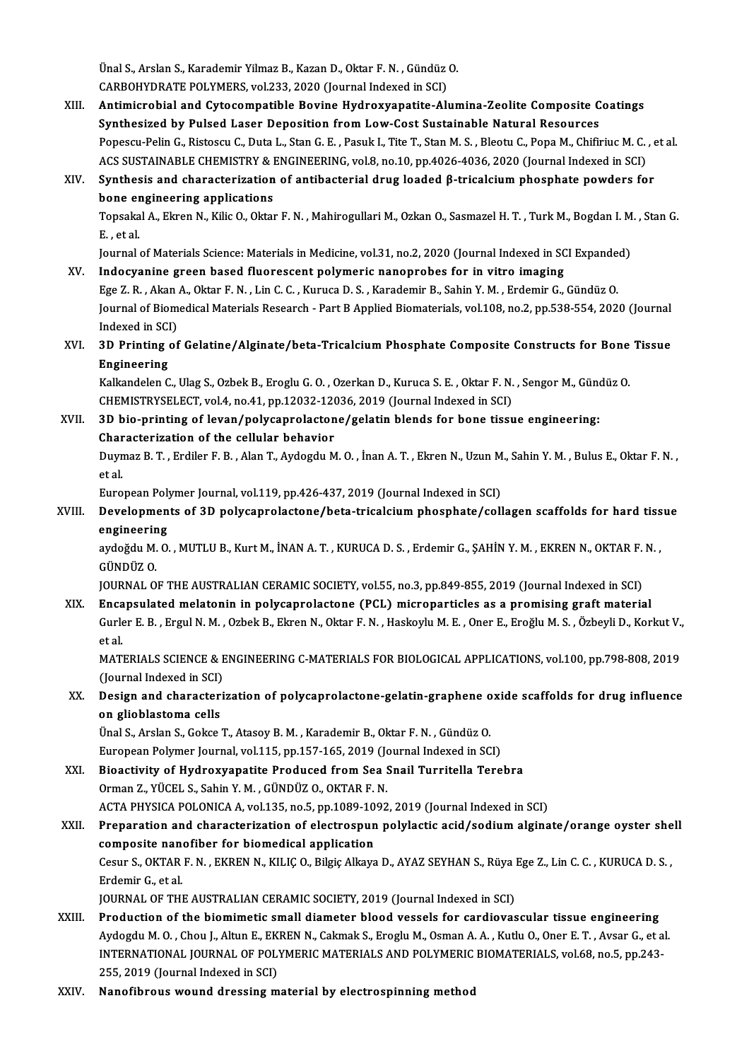Ünal S., Arslan S., Karademir Yilmaz B., Kazan D., Oktar F. N. , Gündüz O.
CARBOHYDRATE POLYMERS, vol.233, 2020 (Journal Indexed in SCI)

XIII. **Antimicrobial and Cytocompatible Bovine Hydroxyapatite-Alumina-Zeolite Composite Coatings Synthesized by Pulsed Laser Deposition from Low-Cost Sustainable Natural Resources**
Popescu-Pelin G., Ristoscu C., Duta L., Stan G. E. , Pasuk I., Tite T., Stan M. S. , Bleotu C., Popa M., Chifiriuc M. C. , et al.
ACS SUSTAINABLE CHEMISTRY & ENGINEERING, vol.8, no.10, pp.4026-4036, 2020 (Journal Indexed in SCI)

XIV. **Synthesis and characterization of antibacterial drug loaded β-tricalcium phosphate powders for bone engineering applications**
Topsakal A., Ekren N., Kilic O., Oktar F. N. , Mahirogullari M., Ozkan O., Sasmazel H. T. , Turk M., Bogdan I. M. , Stan G. E. , et al.
Journal of Materials Science: Materials in Medicine, vol.31, no.2, 2020 (Journal Indexed in SCI Expanded)

XV. **Indocyanine green based fluorescent polymeric nanoprobes for in vitro imaging**
Ege Z. R. , Akan A., Oktar F. N. , Lin C. C. , Kuruca D. S. , Karademir B., Sahin Y. M. , Erdemir G., Gündüz O.
Journal of Biomedical Materials Research - Part B Applied Biomaterials, vol.108, no.2, pp.538-554, 2020 (Journal Indexed in SCI)

XVI. **3D Printing of Gelatine/Alginate/beta-Tricalcium Phosphate Composite Constructs for Bone Tissue Engineering**
Kalkandelen C., Ulag S., Ozbek B., Eroglu G. O. , Ozerkan D., Kuruca S. E. , Oktar F. N. , Sengor M., Gündüz O.
CHEMISTRYSELECT, vol.4, no.41, pp.12032-12036, 2019 (Journal Indexed in SCI)

XVII. **3D bio-printing of levan/polycaprolactone/gelatin blends for bone tissue engineering: Characterization of the cellular behavior**
Duymaz B. T. , Erdiler F. B. , Alan T., Aydogdu M. O. , İnan A. T. , Ekren N., Uzun M., Sahin Y. M. , Bulus E., Oktar F. N. , et al.
European Polymer Journal, vol.119, pp.426-437, 2019 (Journal Indexed in SCI)

XVIII. **Developments of 3D polycaprolactone/beta-tricalcium phosphate/collagen scaffolds for hard tissue engineering**
aydoğdu M. O. , MUTLU B., Kurt M., İNAN A. T. , KURUCA D. S. , Erdemir G., ŞAHİN Y. M. , EKREN N., OKTAR F. N. , GÜNDÜZ O.
JOURNAL OF THE AUSTRALIAN CERAMIC SOCIETY, vol.55, no.3, pp.849-855, 2019 (Journal Indexed in SCI)

XIX. **Encapsulated melatonin in polycaprolactone (PCL) microparticles as a promising graft material**
Gurler E. B. , Ergul N. M. , Ozbek B., Ekren N., Oktar F. N. , Haskoylu M. E. , Oner E., Eroğlu M. S. , Özbeyli D., Korkut V., et al.
MATERIALS SCIENCE & ENGINEERING C-MATERIALS FOR BIOLOGICAL APPLICATIONS, vol.100, pp.798-808, 2019 (Journal Indexed in SCI)

XX. **Design and characterization of polycaprolactone-gelatin-graphene oxide scaffolds for drug influence on glioblastoma cells**
Ünal S., Arslan S., Gokce T., Atasoy B. M. , Karademir B., Oktar F. N. , Gündüz O.
European Polymer Journal, vol.115, pp.157-165, 2019 (Journal Indexed in SCI)

XXI. **Bioactivity of Hydroxyapatite Produced from Sea Snail Turritella Terebra**
Orman Z., YÜCEL S., Sahin Y. M. , GÜNDÜZ O., OKTAR F. N.
ACTA PHYSICA POLONICA A, vol.135, no.5, pp.1089-1092, 2019 (Journal Indexed in SCI)

XXII. **Preparation and characterization of electrospun polylactic acid/sodium alginate/orange oyster shell composite nanofiber for biomedical application**
Cesur S., OKTAR F. N. , EKREN N., KILIÇ O., Bilgiç Alkaya D., AYAZ SEYHAN S., Rüya Ege Z., Lin C. C. , KURUCA D. S. , Erdemir G., et al.
JOURNAL OF THE AUSTRALIAN CERAMIC SOCIETY, 2019 (Journal Indexed in SCI)

XXIII. **Production of the biomimetic small diameter blood vessels for cardiovascular tissue engineering**
Aydogdu M. O. , Chou J., Altun E., EKREN N., Cakmak S., Eroglu M., Osman A. A. , Kutlu O., Oner E. T. , Avsar G., et al.
INTERNATIONAL JOURNAL OF POLYMERIC MATERIALS AND POLYMERIC BIOMATERIALS, vol.68, no.5, pp.243-255, 2019 (Journal Indexed in SCI)

XXIV. **Nanofibrous wound dressing material by electrospinning method**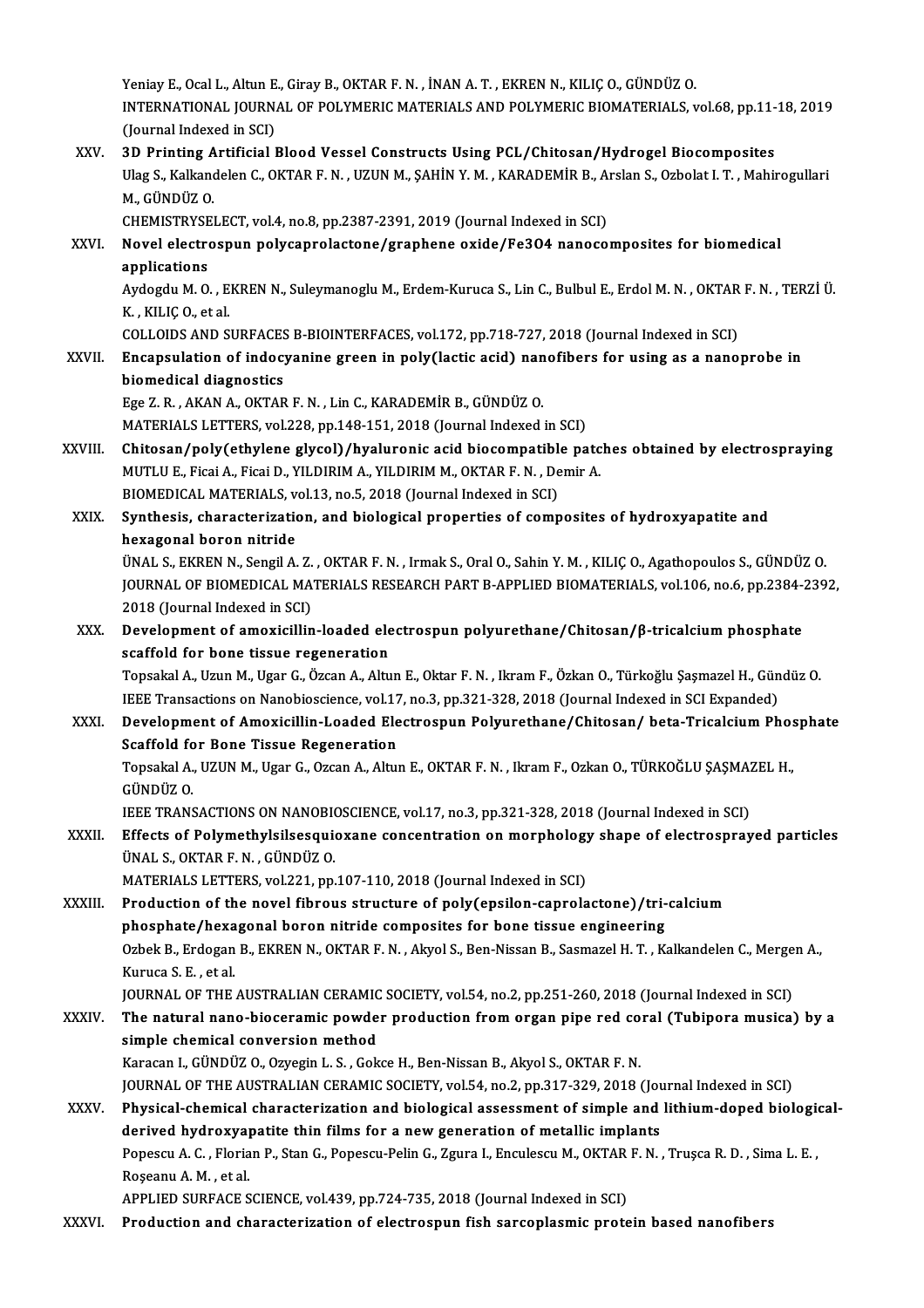Yeniay E., Ocal L., Altun E., Giray B., OKTAR F. N. , İNAN A. T. , EKREN N., KILIÇ O., GÜNDÜZ O.
INTERNATIONAL JOURNAL OF POLYMERIC MATERIALS AND POLYMERIC BIOMATERIALS, vol.68, pp.11-18, 2019 (Journal Indexed in SCI)

XXV. **3D Printing Artificial Blood Vessel Constructs Using PCL/Chitosan/Hydrogel Biocomposites**
Ulag S., Kalkandelen C., OKTAR F. N. , UZUN M., ŞAHİN Y. M. , KARADEMİR B., Arslan S., Ozbolat I. T. , Mahirogullari M., GÜNDÜZ O.
CHEMISTRYSELECT, vol.4, no.8, pp.2387-2391, 2019 (Journal Indexed in SCI)

XXVI. **Novel electrospun polycaprolactone/graphene oxide/Fe3O4 nanocomposites for biomedical applications**
Aydogdu M. O. , EKREN N., Suleymanoglu M., Erdem-Kuruca S., Lin C., Bulbul E., Erdol M. N. , OKTAR F. N. , TERZİ Ü. K. , KILIÇ O., et al.
COLLOIDS AND SURFACES B-BIOINTERFACES, vol.172, pp.718-727, 2018 (Journal Indexed in SCI)

XXVII. **Encapsulation of indocyanine green in poly(lactic acid) nanofibers for using as a nanoprobe in biomedical diagnostics**
Ege Z. R. , AKAN A., OKTAR F. N. , Lin C., KARADEMİR B., GÜNDÜZ O.
MATERIALS LETTERS, vol.228, pp.148-151, 2018 (Journal Indexed in SCI)

XXVIII. **Chitosan/poly(ethylene glycol)/hyaluronic acid biocompatible patches obtained by electrospraying**
MUTLU E., Ficai A., Ficai D., YILDIRIM A., YILDIRIM M., OKTAR F. N. , Demir A.
BIOMEDICAL MATERIALS, vol.13, no.5, 2018 (Journal Indexed in SCI)

XXIX. **Synthesis, characterization, and biological properties of composites of hydroxyapatite and hexagonal boron nitride**
ÜNAL S., EKREN N., Sengil A. Z. , OKTAR F. N. , Irmak S., Oral O., Sahin Y. M. , KILIÇ O., Agathopoulos S., GÜNDÜZ O.
JOURNAL OF BIOMEDICAL MATERIALS RESEARCH PART B-APPLIED BIOMATERIALS, vol.106, no.6, pp.2384-2392, 2018 (Journal Indexed in SCI)

XXX. **Development of amoxicillin-loaded electrospun polyurethane/Chitosan/β-tricalcium phosphate scaffold for bone tissue regeneration**
Topsakal A., Uzun M., Ugar G., Özcan A., Altun E., Oktar F. N. , Ikram F., Özkan O., Türkoğlu Şaşmazel H., Gündüz O.
IEEE Transactions on Nanobioscience, vol.17, no.3, pp.321-328, 2018 (Journal Indexed in SCI Expanded)

XXXI. **Development of Amoxicillin-Loaded Electrospun Polyurethane/Chitosan/ beta-Tricalcium Phosphate Scaffold for Bone Tissue Regeneration**
Topsakal A., UZUN M., Ugar G., Ozcan A., Altun E., OKTAR F. N. , Ikram F., Ozkan O., TÜRKOĞLU ŞAŞMAZEL H., GÜNDÜZ O.
IEEE TRANSACTIONS ON NANOBIOSCIENCE, vol.17, no.3, pp.321-328, 2018 (Journal Indexed in SCI)

XXXII. **Effects of Polymethylsilsesquioxane concentration on morphology shape of electrosprayed particles**
ÜNAL S., OKTAR F. N. , GÜNDÜZ O.
MATERIALS LETTERS, vol.221, pp.107-110, 2018 (Journal Indexed in SCI)

XXXIII. **Production of the novel fibrous structure of poly(epsilon-caprolactone)/tri-calcium phosphate/hexagonal boron nitride composites for bone tissue engineering**
Ozbek B., Erdogan B., EKREN N., OKTAR F. N. , Akyol S., Ben-Nissan B., Sasmazel H. T. , Kalkandelen C., Mergen A., Kuruca S. E. , et al.
JOURNAL OF THE AUSTRALIAN CERAMIC SOCIETY, vol.54, no.2, pp.251-260, 2018 (Journal Indexed in SCI)

XXXIV. **The natural nano-bioceramic powder production from organ pipe red coral (Tubipora musica) by a simple chemical conversion method**
Karacan I., GÜNDÜZ O., Ozyegin L. S. , Gokce H., Ben-Nissan B., Akyol S., OKTAR F. N.
JOURNAL OF THE AUSTRALIAN CERAMIC SOCIETY, vol.54, no.2, pp.317-329, 2018 (Journal Indexed in SCI)

XXXV. **Physical-chemical characterization and biological assessment of simple and lithium-doped biological-derived hydroxyapatite thin films for a new generation of metallic implants**
Popescu A. C. , Florian P., Stan G., Popescu-Pelin G., Zgura I., Enculescu M., OKTAR F. N. , Truşca R. D. , Sima L. E. , Roşeanu A. M. , et al.
APPLIED SURFACE SCIENCE, vol.439, pp.724-735, 2018 (Journal Indexed in SCI)

XXXVI. **Production and characterization of electrospun fish sarcoplasmic protein based nanofibers**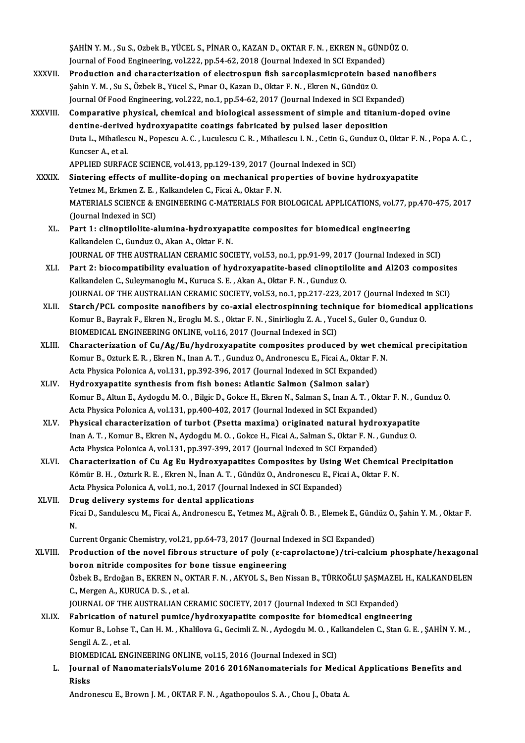ŞAHİN Y. M. , Su S., Ozbek B., YÜCEL S., PİNAR O., KAZAN D., OKTAR F. N. , EKREN N., GÜNDÜZ O.
Journal of Food Engineering, vol.222, pp.54-62, 2018 (Journal Indexed in SCI Expanded)

XXXVII. **Production and characterization of electrospun fish sarcoplasmicprotein based nanofibers**
Şahin Y. M. , Su S., Özbek B., Yücel S., Pınar O., Kazan D., Oktar F. N. , Ekren N., Gündüz O.
Journal Of Food Engineering, vol.222, no.1, pp.54-62, 2017 (Journal Indexed in SCI Expanded)

XXXVIII. **Comparative physical, chemical and biological assessment of simple and titanium-doped ovine dentine-derived hydroxyapatite coatings fabricated by pulsed laser deposition**
Duta L., Mihailescu N., Popescu A. C. , Luculescu C. R. , Mihailescu I. N. , Cetin G., Gunduz O., Oktar F. N. , Popa A. C. , Kuncser A., et al.
APPLIED SURFACE SCIENCE, vol.413, pp.129-139, 2017 (Journal Indexed in SCI)

XXXIX. **Sintering effects of mullite-doping on mechanical properties of bovine hydroxyapatite**
Yetmez M., Erkmen Z. E. , Kalkandelen C., Ficai A., Oktar F. N.
MATERIALS SCIENCE & ENGINEERING C-MATERIALS FOR BIOLOGICAL APPLICATIONS, vol.77, pp.470-475, 2017 (Journal Indexed in SCI)

XL. **Part 1: clinoptilolite-alumina-hydroxyapatite composites for biomedical engineering**
Kalkandelen C., Gunduz O., Akan A., Oktar F. N.
JOURNAL OF THE AUSTRALIAN CERAMIC SOCIETY, vol.53, no.1, pp.91-99, 2017 (Journal Indexed in SCI)

XLI. **Part 2: biocompatibility evaluation of hydroxyapatite-based clinoptilolite and Al2O3 composites**
Kalkandelen C., Suleymanoglu M., Kuruca S. E. , Akan A., Oktar F. N. , Gunduz O.
JOURNAL OF THE AUSTRALIAN CERAMIC SOCIETY, vol.53, no.1, pp.217-223, 2017 (Journal Indexed in SCI)

XLII. **Starch/PCL composite nanofibers by co-axial electrospinning technique for biomedical applications**
Komur B., Bayrak F., Ekren N., Eroglu M. S. , Oktar F. N. , Sinirlioglu Z. A. , Yucel S., Guler O., Gunduz O.
BIOMEDICAL ENGINEERING ONLINE, vol.16, 2017 (Journal Indexed in SCI)

XLIII. **Characterization of Cu/Ag/Eu/hydroxyapatite composites produced by wet chemical precipitation**
Komur B., Ozturk E. R. , Ekren N., Inan A. T. , Gunduz O., Andronescu E., Ficai A., Oktar F. N.
Acta Physica Polonica A, vol.131, pp.392-396, 2017 (Journal Indexed in SCI Expanded)

XLIV. **Hydroxyapatite synthesis from fish bones: Atlantic Salmon (Salmon salar)**
Komur B., Altun E., Aydogdu M. O. , Bilgic D., Gokce H., Ekren N., Salman S., Inan A. T. , Oktar F. N. , Gunduz O.
Acta Physica Polonica A, vol.131, pp.400-402, 2017 (Journal Indexed in SCI Expanded)

XLV. **Physical characterization of turbot (Psetta maxima) originated natural hydroxyapatite**
Inan A. T. , Komur B., Ekren N., Aydogdu M. O. , Gokce H., Ficai A., Salman S., Oktar F. N. , Gunduz O.
Acta Physica Polonica A, vol.131, pp.397-399, 2017 (Journal Indexed in SCI Expanded)

XLVI. **Characterization of Cu Ag Eu Hydroxyapatites Composites by Using Wet Chemical Precipitation**
Kömür B. H. , Ozturk R. E. , Ekren N., İnan A. T. , Gündüz O., Andronescu E., Ficai A., Oktar F. N.
Acta Physica Polonica A, vol.1, no.1, 2017 (Journal Indexed in SCI Expanded)

XLVII. **Drug delivery systems for dental applications**
Ficai D., Sandulescu M., Ficai A., Andronescu E., Yetmez M., Ağralı Ö. B. , Elemek E., Gündüz O., Şahin Y. M. , Oktar F. N.
Current Organic Chemistry, vol.21, pp.64-73, 2017 (Journal Indexed in SCI Expanded)

XLVIII. **Production of the novel fibrous structure of poly (ε-caprolactone)/tri-calcium phosphate/hexagonal boron nitride composites for bone tissue engineering**
Özbek B., Erdoğan B., EKREN N., OKTAR F. N. , AKYOL S., Ben Nissan B., TÜRKOĞLU ŞAŞMAZEL H., KALKANDELEN C., Mergen A., KURUCA D. S. , et al.
JOURNAL OF THE AUSTRALIAN CERAMIC SOCIETY, 2017 (Journal Indexed in SCI Expanded)

XLIX. **Fabrication of naturel pumice/hydroxyapatite composite for biomedical engineering**
Komur B., Lohse T., Can H. M. , Khalilova G., Gecimli Z. N. , Aydogdu M. O. , Kalkandelen C., Stan G. E. , ŞAHİN Y. M. , Sengil A. Z. , et al.
BIOMEDICAL ENGINEERING ONLINE, vol.15, 2016 (Journal Indexed in SCI)

L. **Journal of NanomaterialsVolume 2016 2016Nanomaterials for Medical Applications Benefits and Risks**
Andronescu E., Brown J. M. , OKTAR F. N. , Agathopoulos S. A. , Chou J., Obata A.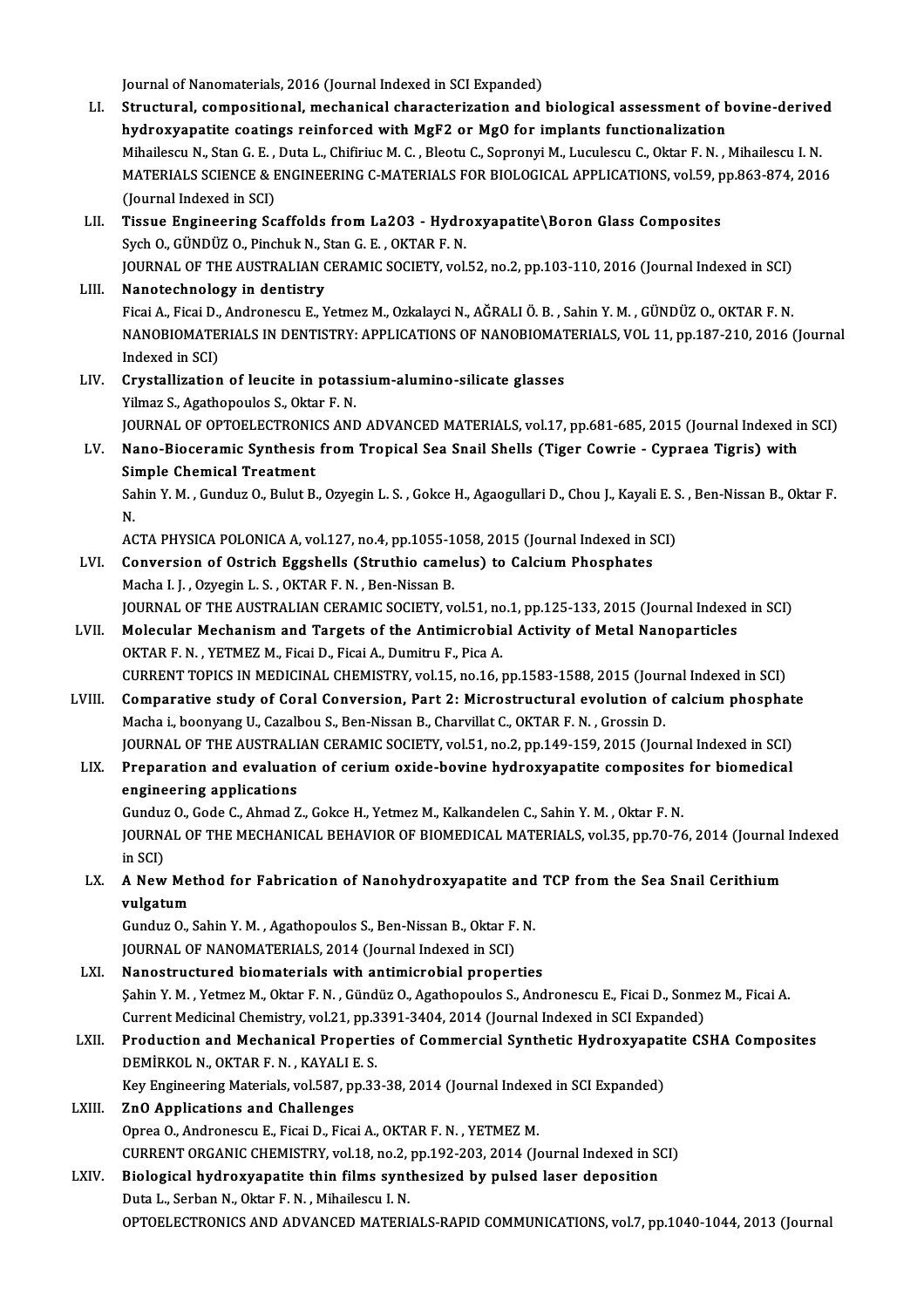Journal of Nanomaterials, 2016 (Journal Indexed in SCI Expanded)

LI. **Structural, compositional, mechanical characterization and biological assessment of bovine-derived hydroxyapatite coatings reinforced with MgF2 or MgO for implants functionalization**
Mihailescu N., Stan G. E. , Duta L., Chifiriuc M. C. , Bleotu C., Sopronyi M., Luculescu C., Oktar F. N. , Mihailescu I. N.
MATERIALS SCIENCE & ENGINEERING C-MATERIALS FOR BIOLOGICAL APPLICATIONS, vol.59, pp.863-874, 2016 (Journal Indexed in SCI)

LII. **Tissue Engineering Scaffolds from La2O3 - Hydroxyapatite\Boron Glass Composites**
Sych O., GÜNDÜZ O., Pinchuk N., Stan G. E. , OKTAR F. N.
JOURNAL OF THE AUSTRALIAN CERAMIC SOCIETY, vol.52, no.2, pp.103-110, 2016 (Journal Indexed in SCI)

LIII. **Nanotechnology in dentistry**
Ficai A., Ficai D., Andronescu E., Yetmez M., Ozkalayci N., AĞRALI Ö. B. , Sahin Y. M. , GÜNDÜZ O., OKTAR F. N.
NANOBIOMATERIALS IN DENTISTRY: APPLICATIONS OF NANOBIOMATERIALS, VOL 11, pp.187-210, 2016 (Journal Indexed in SCI)

LIV. **Crystallization of leucite in potassium-alumino-silicate glasses**
Yilmaz S., Agathopoulos S., Oktar F. N.
JOURNAL OF OPTOELECTRONICS AND ADVANCED MATERIALS, vol.17, pp.681-685, 2015 (Journal Indexed in SCI)

LV. **Nano-Bioceramic Synthesis from Tropical Sea Snail Shells (Tiger Cowrie - Cypraea Tigris) with Simple Chemical Treatment**
Sahin Y. M. , Gunduz O., Bulut B., Ozyegin L. S. , Gokce H., Agaogullari D., Chou J., Kayali E. S. , Ben-Nissan B., Oktar F. N.
ACTA PHYSICA POLONICA A, vol.127, no.4, pp.1055-1058, 2015 (Journal Indexed in SCI)

LVI. **Conversion of Ostrich Eggshells (Struthio camelus) to Calcium Phosphates**
Macha I. J. , Ozyegin L. S. , OKTAR F. N. , Ben-Nissan B.
JOURNAL OF THE AUSTRALIAN CERAMIC SOCIETY, vol.51, no.1, pp.125-133, 2015 (Journal Indexed in SCI)

LVII. **Molecular Mechanism and Targets of the Antimicrobial Activity of Metal Nanoparticles**
OKTAR F. N. , YETMEZ M., Ficai D., Ficai A., Dumitru F., Pica A.
CURRENT TOPICS IN MEDICINAL CHEMISTRY, vol.15, no.16, pp.1583-1588, 2015 (Journal Indexed in SCI)

LVIII. **Comparative study of Coral Conversion, Part 2: Microstructural evolution of calcium phosphate**
Macha i., boonyang U., Cazalbou S., Ben-Nissan B., Charvillat C., OKTAR F. N. , Grossin D.
JOURNAL OF THE AUSTRALIAN CERAMIC SOCIETY, vol.51, no.2, pp.149-159, 2015 (Journal Indexed in SCI)

LIX. **Preparation and evaluation of cerium oxide-bovine hydroxyapatite composites for biomedical engineering applications**
Gunduz O., Gode C., Ahmad Z., Gokce H., Yetmez M., Kalkandelen C., Sahin Y. M. , Oktar F. N.
JOURNAL OF THE MECHANICAL BEHAVIOR OF BIOMEDICAL MATERIALS, vol.35, pp.70-76, 2014 (Journal Indexed in SCI)

LX. **A New Method for Fabrication of Nanohydroxyapatite and TCP from the Sea Snail Cerithium vulgatum**
Gunduz O., Sahin Y. M. , Agathopoulos S., Ben-Nissan B., Oktar F. N.
JOURNAL OF NANOMATERIALS, 2014 (Journal Indexed in SCI)

LXI. **Nanostructured biomaterials with antimicrobial properties**
Şahin Y. M. , Yetmez M., Oktar F. N. , Gündüz O., Agathopoulos S., Andronescu E., Ficai D., Sonmez M., Ficai A.
Current Medicinal Chemistry, vol.21, pp.3391-3404, 2014 (Journal Indexed in SCI Expanded)

LXII. **Production and Mechanical Properties of Commercial Synthetic Hydroxyapatite CSHA Composites**
DEMİRKOL N., OKTAR F. N. , KAYALI E. S.
Key Engineering Materials, vol.587, pp.33-38, 2014 (Journal Indexed in SCI Expanded)

LXIII. **ZnO Applications and Challenges**
Oprea O., Andronescu E., Ficai D., Ficai A., OKTAR F. N. , YETMEZ M.
CURRENT ORGANIC CHEMISTRY, vol.18, no.2, pp.192-203, 2014 (Journal Indexed in SCI)

LXIV. **Biological hydroxyapatite thin films synthesized by pulsed laser deposition**
Duta L., Serban N., Oktar F. N. , Mihailescu I. N.
OPTOELECTRONICS AND ADVANCED MATERIALS-RAPID COMMUNICATIONS, vol.7, pp.1040-1044, 2013 (Journal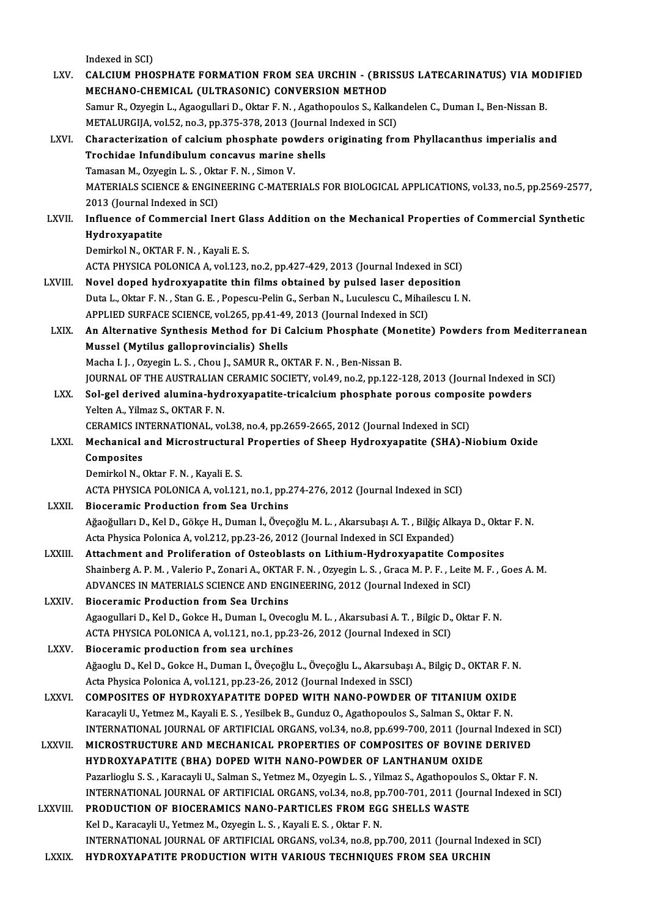Indexed in SCI)

LXV. **CALCIUM PHOSPHATE FORMATION FROM SEA URCHIN - (BRISSUS LATECARINATUS) VIA MODIFIED MECHANO-CHEMICAL (ULTRASONIC) CONVERSION METHOD**
Samur R., Ozyegin L., Agaogullari D., Oktar F. N. , Agathopoulos S., Kalkandelen C., Duman I., Ben-Nissan B.
METALURGIJA, vol.52, no.3, pp.375-378, 2013 (Journal Indexed in SCI)

LXVI. **Characterization of calcium phosphate powders originating from Phyllacanthus imperialis and Trochidae Infundibulum concavus marine shells**
Tamasan M., Ozyegin L. S. , Oktar F. N. , Simon V.
MATERIALS SCIENCE & ENGINEERING C-MATERIALS FOR BIOLOGICAL APPLICATIONS, vol.33, no.5, pp.2569-2577, 2013 (Journal Indexed in SCI)

LXVII. **Influence of Commercial Inert Glass Addition on the Mechanical Properties of Commercial Synthetic Hydroxyapatite**
Demirkol N., OKTAR F. N. , Kayali E. S.
ACTA PHYSICA POLONICA A, vol.123, no.2, pp.427-429, 2013 (Journal Indexed in SCI)

LXVIII. **Novel doped hydroxyapatite thin films obtained by pulsed laser deposition**
Duta L., Oktar F. N. , Stan G. E. , Popescu-Pelin G., Serban N., Luculescu C., Mihailescu I. N.
APPLIED SURFACE SCIENCE, vol.265, pp.41-49, 2013 (Journal Indexed in SCI)

LXIX. **An Alternative Synthesis Method for Di Calcium Phosphate (Monetite) Powders from Mediterranean Mussel (Mytilus galloprovincialis) Shells**
Macha I. J. , Ozyegin L. S. , Chou J., SAMUR R., OKTAR F. N. , Ben-Nissan B.
JOURNAL OF THE AUSTRALIAN CERAMIC SOCIETY, vol.49, no.2, pp.122-128, 2013 (Journal Indexed in SCI)

LXX. **Sol-gel derived alumina-hydroxyapatite-tricalcium phosphate porous composite powders**
Yelten A., Yilmaz S., OKTAR F. N.
CERAMICS INTERNATIONAL, vol.38, no.4, pp.2659-2665, 2012 (Journal Indexed in SCI)

LXXI. **Mechanical and Microstructural Properties of Sheep Hydroxyapatite (SHA)-Niobium Oxide Composites**
Demirkol N., Oktar F. N. , Kayali E. S.
ACTA PHYSICA POLONICA A, vol.121, no.1, pp.274-276, 2012 (Journal Indexed in SCI)

LXXII. **Bioceramic Production from Sea Urchins**
Ağaoğulları D., Kel D., Gökçe H., Duman İ., Öveçoğlu M. L. , Akarsubaşı A. T. , Bilğiç Alkaya D., Oktar F. N.
Acta Physica Polonica A, vol.212, pp.23-26, 2012 (Journal Indexed in SCI Expanded)

LXXIII. **Attachment and Proliferation of Osteoblasts on Lithium-Hydroxyapatite Composites**
Shainberg A. P. M. , Valerio P., Zonari A., OKTAR F. N. , Ozyegin L. S. , Graca M. P. F. , Leite M. F. , Goes A. M.
ADVANCES IN MATERIALS SCIENCE AND ENGINEERING, 2012 (Journal Indexed in SCI)

LXXIV. **Bioceramic Production from Sea Urchins**
Agaogullari D., Kel D., Gokce H., Duman I., Ovecoglu M. L. , Akarsubasi A. T. , Bilgic D., Oktar F. N.
ACTA PHYSICA POLONICA A, vol.121, no.1, pp.23-26, 2012 (Journal Indexed in SCI)

LXXV. **Bioceramic production from sea urchines**
Ağaoglu D., Kel D., Gokce H., Duman I., Öveçoğlu L., Öveçoğlu L., Akarsubaşı A., Bilgiç D., OKTAR F. N.
Acta Physica Polonica A, vol.121, pp.23-26, 2012 (Journal Indexed in SSCI)

LXXVI. **COMPOSITES OF HYDROXYAPATITE DOPED WITH NANO-POWDER OF TITANIUM OXIDE**
Karacayli U., Yetmez M., Kayali E. S. , Yesilbek B., Gunduz O., Agathopoulos S., Salman S., Oktar F. N.
INTERNATIONAL JOURNAL OF ARTIFICIAL ORGANS, vol.34, no.8, pp.699-700, 2011 (Journal Indexed in SCI)

LXXVII. **MICROSTRUCTURE AND MECHANICAL PROPERTIES OF COMPOSITES OF BOVINE DERIVED HYDROXYAPATITE (BHA) DOPED WITH NANO-POWDER OF LANTHANUM OXIDE**
Pazarlioglu S. S. , Karacayli U., Salman S., Yetmez M., Ozyegin L. S. , Yilmaz S., Agathopoulos S., Oktar F. N.
INTERNATIONAL JOURNAL OF ARTIFICIAL ORGANS, vol.34, no.8, pp.700-701, 2011 (Journal Indexed in SCI)

LXXVIII. **PRODUCTION OF BIOCERAMICS NANO-PARTICLES FROM EGG SHELLS WASTE**
Kel D., Karacayli U., Yetmez M., Ozyegin L. S. , Kayali E. S. , Oktar F. N.
INTERNATIONAL JOURNAL OF ARTIFICIAL ORGANS, vol.34, no.8, pp.700, 2011 (Journal Indexed in SCI)

LXXIX. **HYDROXYAPATITE PRODUCTION WITH VARIOUS TECHNIQUES FROM SEA URCHIN**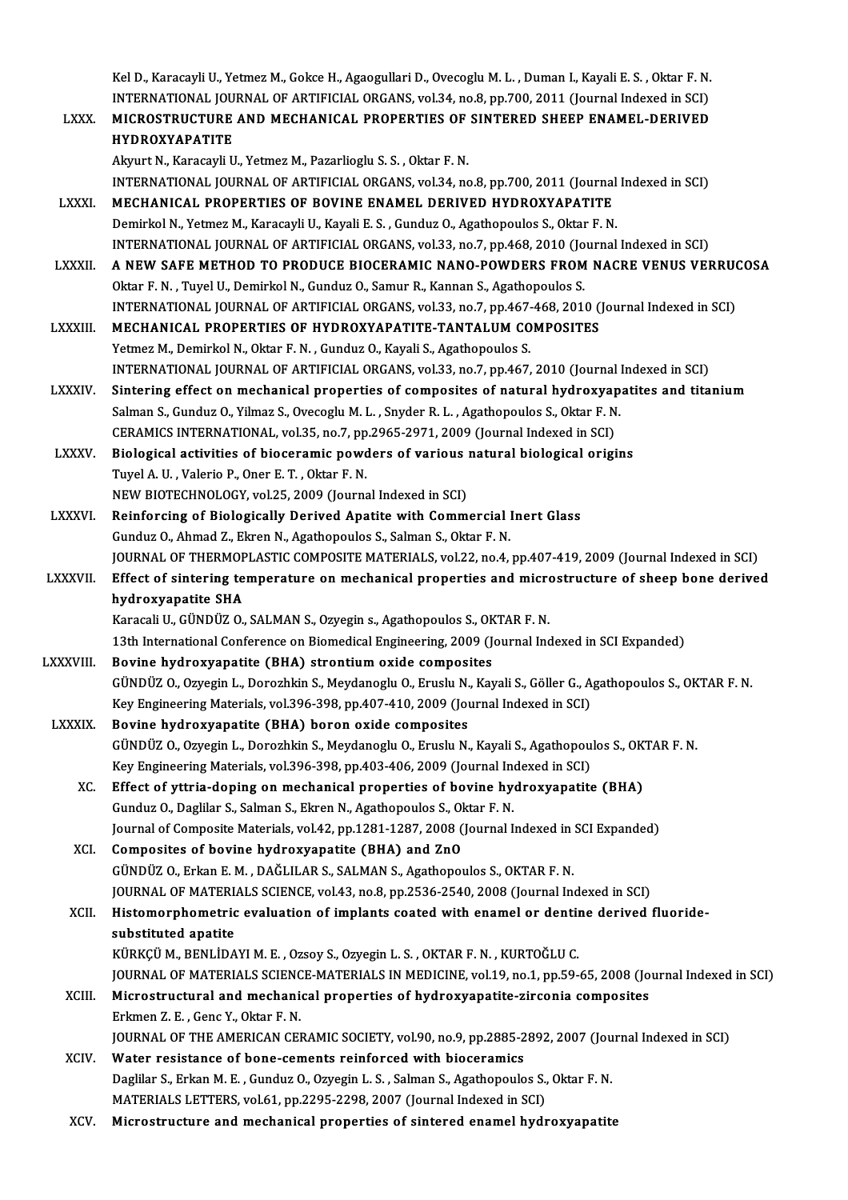Kel D., Karacayli U., Yetmez M., Gokce H., Agaogullari D., Ovecoglu M. L. , Duman I., Kayali E. S. , Oktar F. N.
INTERNATIONAL JOURNAL OF ARTIFICIAL ORGANS, vol.34, no.8, pp.700, 2011 (Journal Indexed in SCI)

LXXX. **MICROSTRUCTURE AND MECHANICAL PROPERTIES OF SINTERED SHEEP ENAMEL-DERIVED HYDROXYAPATITE**
Akyurt N., Karacayli U., Yetmez M., Pazarlioglu S. S. , Oktar F. N.
INTERNATIONAL JOURNAL OF ARTIFICIAL ORGANS, vol.34, no.8, pp.700, 2011 (Journal Indexed in SCI)

LXXXI. **MECHANICAL PROPERTIES OF BOVINE ENAMEL DERIVED HYDROXYAPATITE**
Demirkol N., Yetmez M., Karacayli U., Kayali E. S. , Gunduz O., Agathopoulos S., Oktar F. N.
INTERNATIONAL JOURNAL OF ARTIFICIAL ORGANS, vol.33, no.7, pp.468, 2010 (Journal Indexed in SCI)

LXXXII. **A NEW SAFE METHOD TO PRODUCE BIOCERAMIC NANO-POWDERS FROM NACRE VENUS VERRUCOSA**
Oktar F. N. , Tuyel U., Demirkol N., Gunduz O., Samur R., Kannan S., Agathopoulos S.
INTERNATIONAL JOURNAL OF ARTIFICIAL ORGANS, vol.33, no.7, pp.467-468, 2010 (Journal Indexed in SCI)

LXXXIII. **MECHANICAL PROPERTIES OF HYDROXYAPATITE-TANTALUM COMPOSITES**
Yetmez M., Demirkol N., Oktar F. N. , Gunduz O., Kayali S., Agathopoulos S.
INTERNATIONAL JOURNAL OF ARTIFICIAL ORGANS, vol.33, no.7, pp.467, 2010 (Journal Indexed in SCI)

LXXXIV. **Sintering effect on mechanical properties of composites of natural hydroxyapatites and titanium**
Salman S., Gunduz O., Yilmaz S., Ovecoglu M. L. , Snyder R. L. , Agathopoulos S., Oktar F. N.
CERAMICS INTERNATIONAL, vol.35, no.7, pp.2965-2971, 2009 (Journal Indexed in SCI)

LXXXV. **Biological activities of bioceramic powders of various natural biological origins**
Tuyel A. U. , Valerio P., Oner E. T. , Oktar F. N.
NEW BIOTECHNOLOGY, vol.25, 2009 (Journal Indexed in SCI)

LXXXVI. **Reinforcing of Biologically Derived Apatite with Commercial Inert Glass**
Gunduz O., Ahmad Z., Ekren N., Agathopoulos S., Salman S., Oktar F. N.
JOURNAL OF THERMOPLASTIC COMPOSITE MATERIALS, vol.22, no.4, pp.407-419, 2009 (Journal Indexed in SCI)

LXXXVII. **Effect of sintering temperature on mechanical properties and microstructure of sheep bone derived hydroxyapatite SHA**
Karacali U., GÜNDÜZ O., SALMAN S., Ozyegin s., Agathopoulos S., OKTAR F. N.
13th International Conference on Biomedical Engineering, 2009 (Journal Indexed in SCI Expanded)

LXXXVIII. **Bovine hydroxyapatite (BHA) strontium oxide composites**
GÜNDÜZ O., Ozyegin L., Dorozhkin S., Meydanoglu O., Eruslu N., Kayali S., Göller G., Agathopoulos S., OKTAR F. N.
Key Engineering Materials, vol.396-398, pp.407-410, 2009 (Journal Indexed in SCI)

LXXXIX. **Bovine hydroxyapatite (BHA) boron oxide composites**
GÜNDÜZ O., Ozyegin L., Dorozhkin S., Meydanoglu O., Eruslu N., Kayali S., Agathopoulos S., OKTAR F. N.
Key Engineering Materials, vol.396-398, pp.403-406, 2009 (Journal Indexed in SCI)

XC. **Effect of yttria-doping on mechanical properties of bovine hydroxyapatite (BHA)**
Gunduz O., Daglilar S., Salman S., Ekren N., Agathopoulos S., Oktar F. N.
Journal of Composite Materials, vol.42, pp.1281-1287, 2008 (Journal Indexed in SCI Expanded)

XCI. **Composites of bovine hydroxyapatite (BHA) and ZnO**
GÜNDÜZ O., Erkan E. M. , DAĞLILAR S., SALMAN S., Agathopoulos S., OKTAR F. N.
JOURNAL OF MATERIALS SCIENCE, vol.43, no.8, pp.2536-2540, 2008 (Journal Indexed in SCI)

XCII. **Histomorphometric evaluation of implants coated with enamel or dentine derived fluoride-substituted apatite**
KÜRKÇÜ M., BENLİDAYI M. E. , Ozsoy S., Ozyegin L. S. , OKTAR F. N. , KURTOĞLU C.
JOURNAL OF MATERIALS SCIENCE-MATERIALS IN MEDICINE, vol.19, no.1, pp.59-65, 2008 (Journal Indexed in SCI)

XCIII. **Microstructural and mechanical properties of hydroxyapatite-zirconia composites**
Erkmen Z. E. , Genc Y., Oktar F. N.
JOURNAL OF THE AMERICAN CERAMIC SOCIETY, vol.90, no.9, pp.2885-2892, 2007 (Journal Indexed in SCI)

XCIV. **Water resistance of bone-cements reinforced with bioceramics**
Daglilar S., Erkan M. E. , Gunduz O., Ozyegin L. S. , Salman S., Agathopoulos S., Oktar F. N.
MATERIALS LETTERS, vol.61, pp.2295-2298, 2007 (Journal Indexed in SCI)

XCV. **Microstructure and mechanical properties of sintered enamel hydroxyapatite**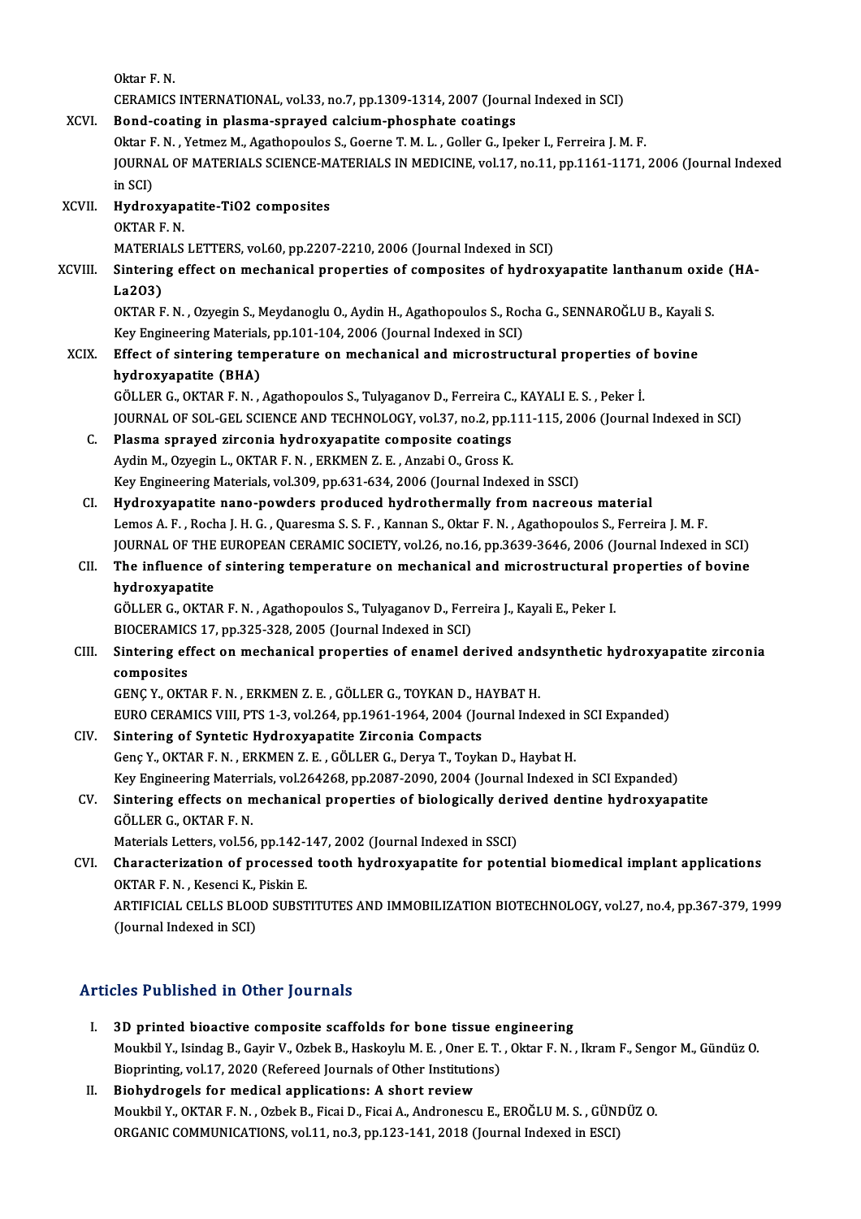Oktar F. N.
CERAMICS INTERNATIONAL, vol.33, no.7, pp.1309-1314, 2007 (Journal Indexed in SCI)

XCVI. **Bond-coating in plasma-sprayed calcium-phosphate coatings**
Oktar F. N. , Yetmez M., Agathopoulos S., Goerne T. M. L. , Goller G., Ipeker I., Ferreira J. M. F.
JOURNAL OF MATERIALS SCIENCE-MATERIALS IN MEDICINE, vol.17, no.11, pp.1161-1171, 2006 (Journal Indexed in SCI)

XCVII. **Hydroxyapatite-TiO2 composites**
OKTAR F. N.
MATERIALS LETTERS, vol.60, pp.2207-2210, 2006 (Journal Indexed in SCI)

XCVIII. **Sintering effect on mechanical properties of composites of hydroxyapatite lanthanum oxide (HA-La2O3)**
OKTAR F. N. , Ozyegin S., Meydanoglu O., Aydin H., Agathopoulos S., Rocha G., SENNAROĞLU B., Kayali S.
Key Engineering Materials, pp.101-104, 2006 (Journal Indexed in SCI)

XCIX. **Effect of sintering temperature on mechanical and microstructural properties of bovine hydroxyapatite (BHA)**
GÖLLER G., OKTAR F. N. , Agathopoulos S., Tulyaganov D., Ferreira C., KAYALI E. S. , Peker İ.
JOURNAL OF SOL-GEL SCIENCE AND TECHNOLOGY, vol.37, no.2, pp.111-115, 2006 (Journal Indexed in SCI)

C. **Plasma sprayed zirconia hydroxyapatite composite coatings**
Aydin M., Ozyegin L., OKTAR F. N. , ERKMEN Z. E. , Anzabi O., Gross K.
Key Engineering Materials, vol.309, pp.631-634, 2006 (Journal Indexed in SSCI)

CI. **Hydroxyapatite nano-powders produced hydrothermally from nacreous material**
Lemos A. F. , Rocha J. H. G. , Quaresma S. S. F. , Kannan S., Oktar F. N. , Agathopoulos S., Ferreira J. M. F.
JOURNAL OF THE EUROPEAN CERAMIC SOCIETY, vol.26, no.16, pp.3639-3646, 2006 (Journal Indexed in SCI)

CII. **The influence of sintering temperature on mechanical and microstructural properties of bovine hydroxyapatite**
GÖLLER G., OKTAR F. N. , Agathopoulos S., Tulyaganov D., Ferreira J., Kayali E., Peker I.
BIOCERAMICS 17, pp.325-328, 2005 (Journal Indexed in SCI)

CIII. **Sintering effect on mechanical properties of enamel derived andsynthetic hydroxyapatite zirconia composites**
GENÇ Y., OKTAR F. N. , ERKMEN Z. E. , GÖLLER G., TOYKAN D., HAYBAT H.
EURO CERAMICS VIII, PTS 1-3, vol.264, pp.1961-1964, 2004 (Journal Indexed in SCI Expanded)

CIV. **Sintering of Syntetic Hydroxyapatite Zirconia Compacts**
Genç Y., OKTAR F. N. , ERKMEN Z. E. , GÖLLER G., Derya T., Toykan D., Haybat H.
Key Engineering Materrials, vol.264268, pp.2087-2090, 2004 (Journal Indexed in SCI Expanded)

CV. **Sintering effects on mechanical properties of biologically derived dentine hydroxyapatite**
GÖLLER G., OKTAR F. N.
Materials Letters, vol.56, pp.142-147, 2002 (Journal Indexed in SSCI)

CVI. **Characterization of processed tooth hydroxyapatite for potential biomedical implant applications**
OKTAR F. N. , Kesenci K., Piskin E.
ARTIFICIAL CELLS BLOOD SUBSTITUTES AND IMMOBILIZATION BIOTECHNOLOGY, vol.27, no.4, pp.367-379, 1999 (Journal Indexed in SCI)

## Articles Published in Other Journals

I. **3D printed bioactive composite scaffolds for bone tissue engineering**
Moukbil Y., Isindag B., Gayir V., Ozbek B., Haskoylu M. E. , Oner E. T. , Oktar F. N. , Ikram F., Sengor M., Gündüz O.
Bioprinting, vol.17, 2020 (Refereed Journals of Other Institutions)

II. **Biohydrogels for medical applications: A short review**
Moukbil Y., OKTAR F. N. , Ozbek B., Ficai D., Ficai A., Andronescu E., EROĞLU M. S. , GÜNDÜZ O.
ORGANIC COMMUNICATIONS, vol.11, no.3, pp.123-141, 2018 (Journal Indexed in ESCI)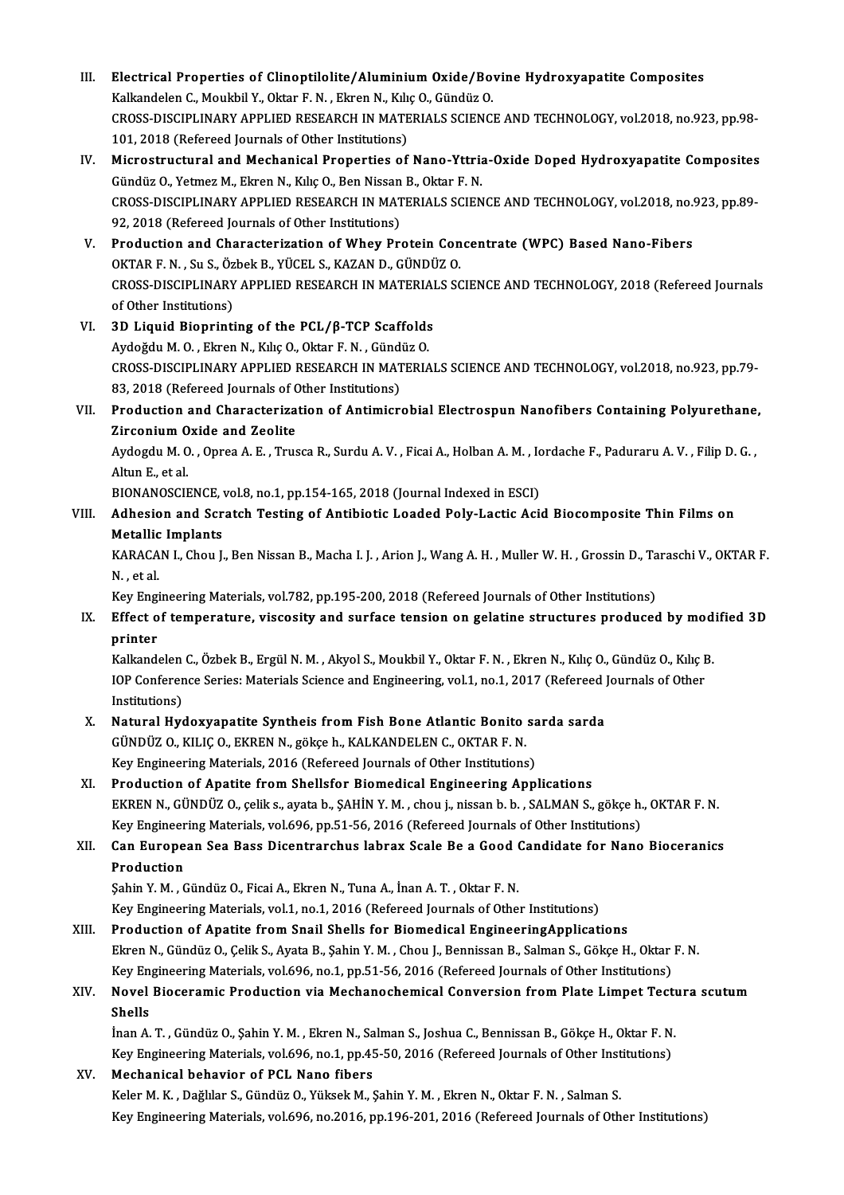III. **Electrical Properties of Clinoptilolite/Aluminium Oxide/Bovine Hydroxyapatite Composites**
Kalkandelen C., Moukbil Y., Oktar F. N. , Ekren N., Kılıç O., Gündüz O.
CROSS-DISCIPLINARY APPLIED RESEARCH IN MATERIALS SCIENCE AND TECHNOLOGY, vol.2018, no.923, pp.98-101, 2018 (Refereed Journals of Other Institutions)

IV. **Microstructural and Mechanical Properties of Nano-Yttria-Oxide Doped Hydroxyapatite Composites**
Gündüz O., Yetmez M., Ekren N., Kılıç O., Ben Nissan B., Oktar F. N.
CROSS-DISCIPLINARY APPLIED RESEARCH IN MATERIALS SCIENCE AND TECHNOLOGY, vol.2018, no.923, pp.89-92, 2018 (Refereed Journals of Other Institutions)

V. **Production and Characterization of Whey Protein Concentrate (WPC) Based Nano-Fibers**
OKTAR F. N. , Su S., Özbek B., YÜCEL S., KAZAN D., GÜNDÜZ O.
CROSS-DISCIPLINARY APPLIED RESEARCH IN MATERIALS SCIENCE AND TECHNOLOGY, 2018 (Refereed Journals of Other Institutions)

VI. **3D Liquid Bioprinting of the PCL/β-TCP Scaffolds**
Aydoğdu M. O. , Ekren N., Kılıç O., Oktar F. N. , Gündüz O.
CROSS-DISCIPLINARY APPLIED RESEARCH IN MATERIALS SCIENCE AND TECHNOLOGY, vol.2018, no.923, pp.79-83, 2018 (Refereed Journals of Other Institutions)

VII. **Production and Characterization of Antimicrobial Electrospun Nanofibers Containing Polyurethane, Zirconium Oxide and Zeolite**
Aydogdu M. O. , Oprea A. E. , Trusca R., Surdu A. V. , Ficai A., Holban A. M. , Iordache F., Paduraru A. V. , Filip D. G. , Altun E., et al.
BIONANOSCIENCE, vol.8, no.1, pp.154-165, 2018 (Journal Indexed in ESCI)

VIII. **Adhesion and Scratch Testing of Antibiotic Loaded Poly-Lactic Acid Biocomposite Thin Films on Metallic Implants**
KARACAN I., Chou J., Ben Nissan B., Macha I. J. , Arion J., Wang A. H. , Muller W. H. , Grossin D., Taraschi V., OKTAR F. N. , et al.
Key Engineering Materials, vol.782, pp.195-200, 2018 (Refereed Journals of Other Institutions)

IX. **Effect of temperature, viscosity and surface tension on gelatine structures produced by modified 3D printer**
Kalkandelen C., Özbek B., Ergül N. M. , Akyol S., Moukbil Y., Oktar F. N. , Ekren N., Kılıç O., Gündüz O., Kılıç B.
IOP Conference Series: Materials Science and Engineering, vol.1, no.1, 2017 (Refereed Journals of Other Institutions)

X. **Natural Hydoxyapatite Syntheis from Fish Bone Atlantic Bonito sarda sarda**
GÜNDÜZ O., KILIÇ O., EKREN N., gökçe h., KALKANDELEN C., OKTAR F. N.
Key Engineering Materials, 2016 (Refereed Journals of Other Institutions)

XI. **Production of Apatite from Shellsfor Biomedical Engineering Applications**
EKREN N., GÜNDÜZ O., çelik s., ayata b., ŞAHİN Y. M. , chou j., nissan b. b. , SALMAN S., gökçe h., OKTAR F. N.
Key Engineering Materials, vol.696, pp.51-56, 2016 (Refereed Journals of Other Institutions)

XII. **Can European Sea Bass Dicentrarchus labrax Scale Be a Good Candidate for Nano Bioceranics Production**
Şahin Y. M. , Gündüz O., Ficai A., Ekren N., Tuna A., İnan A. T. , Oktar F. N.
Key Engineering Materials, vol.1, no.1, 2016 (Refereed Journals of Other Institutions)

XIII. **Production of Apatite from Snail Shells for Biomedical EngineeringApplications**
Ekren N., Gündüz O., Çelik S., Ayata B., Şahin Y. M. , Chou J., Bennissan B., Salman S., Gökçe H., Oktar F. N.
Key Engineering Materials, vol.696, no.1, pp.51-56, 2016 (Refereed Journals of Other Institutions)

XIV. **Novel Bioceramic Production via Mechanochemical Conversion from Plate Limpet Tectura scutum Shells**
İnan A. T. , Gündüz O., Şahin Y. M. , Ekren N., Salman S., Joshua C., Bennissan B., Gökçe H., Oktar F. N.
Key Engineering Materials, vol.696, no.1, pp.45-50, 2016 (Refereed Journals of Other Institutions)

XV. **Mechanical behavior of PCL Nano fibers**
Keler M. K. , Dağlılar S., Gündüz O., Yüksek M., Şahin Y. M. , Ekren N., Oktar F. N. , Salman S.
Key Engineering Materials, vol.696, no.2016, pp.196-201, 2016 (Refereed Journals of Other Institutions)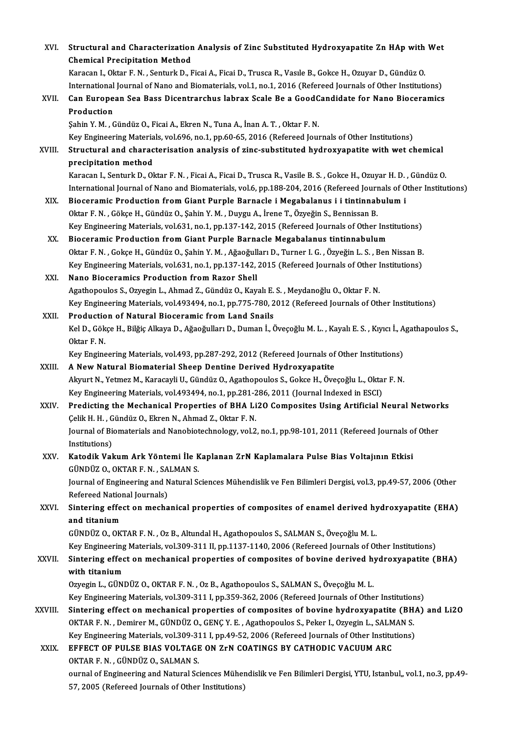XVI. **Structural and Characterization Analysis of Zinc Substituted Hydroxyapatite Zn HAp with Wet Chemical Precipitation Method**
Karacan I., Oktar F. N. , Senturk D., Ficai A., Ficai D., Trusca R., Vasıle B., Gokce H., Ozuyar D., Gündüz O.
International Journal of Nano and Biomaterials, vol.1, no.1, 2016 (Refereed Journals of Other Institutions)

XVII. **Can European Sea Bass Dicentrarchus labrax Scale Be a GoodCandidate for Nano Bioceramics Production**
Şahin Y. M. , Gündüz O., Ficai A., Ekren N., Tuna A., İnan A. T. , Oktar F. N.
Key Engineering Materials, vol.696, no.1, pp.60-65, 2016 (Refereed Journals of Other Institutions)

XVIII. **Structural and characterisation analysis of zinc-substituted hydroxyapatite with wet chemical precipitation method**
Karacan I., Senturk D., Oktar F. N. , Ficai A., Ficai D., Trusca R., Vasile B. S. , Gokce H., Ozuyar H. D. , Gündüz O.
International Journal of Nano and Biomaterials, vol.6, pp.188-204, 2016 (Refereed Journals of Other Institutions)

XIX. **Bioceramic Production from Giant Purple Barnacle i Megabalanus i i tintinnabulum i**
Oktar F. N. , Gökçe H., Gündüz O., Şahin Y. M. , Duygu A., İrene T., Özyeğin S., Bennissan B.
Key Engineering Materials, vol.631, no.1, pp.137-142, 2015 (Refereed Journals of Other Institutions)

XX. **Bioceramic Production from Giant Purple Barnacle Megabalanus tintinnabulum**
Oktar F. N. , Gokçe H., Gündüz O., Şahin Y. M. , Ağaoğulları D., Turner I. G. , Özyeğin L. S. , Ben Nissan B.
Key Engineering Materials, vol.631, no.1, pp.137-142, 2015 (Refereed Journals of Other Institutions)

XXI. **Nano Bioceramics Production from Razor Shell**
Agathopoulos S., Ozyegin L., Ahmad Z., Gündüz O., Kayalı E. S. , Meydanoğlu O., Oktar F. N.
Key Engineering Materials, vol.493494, no.1, pp.775-780, 2012 (Refereed Journals of Other Institutions)

XXII. **Production of Natural Bioceramic from Land Snails**
Kel D., Gökçe H., Bilğiç Alkaya D., Ağaoğulları D., Duman İ., Öveçoğlu M. L. , Kayalı E. S. , Kıyıcı İ., Agathapoulos S., Oktar F. N.
Key Engineering Materials, vol.493, pp.287-292, 2012 (Refereed Journals of Other Institutions)

XXIII. **A New Natural Biomaterial Sheep Dentine Derived Hydroxyapatite**
Akyurt N., Yetmez M., Karacayli U., Gündüz O., Agathopoulos S., Gokce H., Öveçoğlu L., Oktar F. N.
Key Engineering Materials, vol.493494, no.1, pp.281-286, 2011 (Journal Indexed in ESCI)

XXIV. **Predicting the Mechanical Properties of BHA Li2O Composites Using Artificial Neural Networks**
Çelik H. H. , Gündüz O., Ekren N., Ahmad Z., Oktar F. N.
Journal of Biomaterials and Nanobiotechnology, vol.2, no.1, pp.98-101, 2011 (Refereed Journals of Other Institutions)

XXV. **Katodik Vakum Ark Yöntemi İle Kaplanan ZrN Kaplamalara Pulse Bias Voltajının Etkisi**
GÜNDÜZ O., OKTAR F. N. , SALMAN S.
Journal of Engineering and Natural Sciences Mühendislik ve Fen Bilimleri Dergisi, vol.3, pp.49-57, 2006 (Other Refereed National Journals)

XXVI. **Sintering effect on mechanical properties of composites of enamel derived hydroxyapatite (EHA) and titanium**
GÜNDÜZ O., OKTAR F. N. , Oz B., Altundal H., Agathopoulos S., SALMAN S., Öveçoğlu M. L.
Key Engineering Materials, vol.309-311 II, pp.1137-1140, 2006 (Refereed Journals of Other Institutions)

XXVII. **Sintering effect on mechanical properties of composites of bovine derived hydroxyapatite (BHA) with titanium**
Ozyegin L., GÜNDÜZ O., OKTAR F. N. , Oz B., Agathopoulos S., SALMAN S., Öveçoğlu M. L.
Key Engineering Materials, vol.309-311 I, pp.359-362, 2006 (Refereed Journals of Other Institutions)

XXVIII. **Sintering effect on mechanical properties of composites of bovine hydroxyapatite (BHA) and Li2O**
OKTAR F. N. , Demirer M., GÜNDÜZ O., GENÇ Y. E. , Agathopoulos S., Peker I., Ozyegin L., SALMAN S.
Key Engineering Materials, vol.309-311 I, pp.49-52, 2006 (Refereed Journals of Other Institutions)

XXIX. **EFFECT OF PULSE BIAS VOLTAGE ON ZrN COATINGS BY CATHODIC VACUUM ARC**
OKTAR F. N. , GÜNDÜZ O., SALMAN S.
ournal of Engineering and Natural Sciences Mühendislik ve Fen Bilimleri Dergisi, YTU, Istanbul,, vol.1, no.3, pp.49-57, 2005 (Refereed Journals of Other Institutions)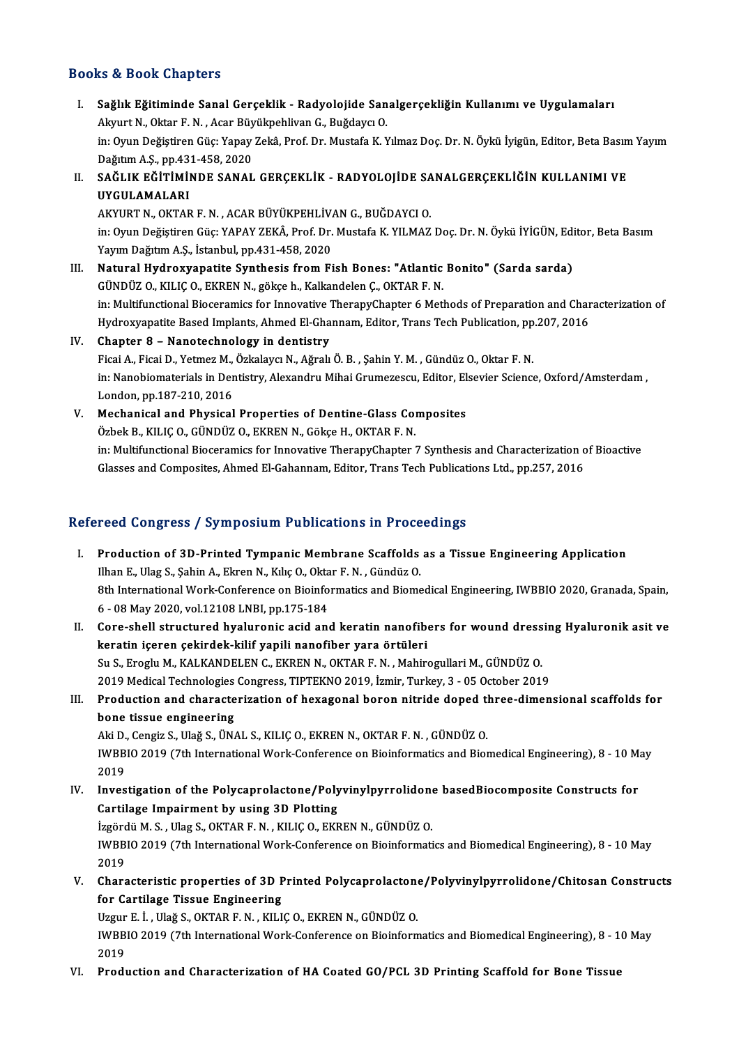## Books & Book Chapters

I. **Sağlık Eğitiminde Sanal Gerçeklik - Radyolojide Sanalgerçekliğin Kullanımı ve Uygulamaları**
   Akyurt N., Oktar F. N. , Acar Büyükpehlivan G., Buğdaycı O.
   in: Oyun Değiştiren Güç: Yapay Zekâ, Prof. Dr. Mustafa K. Yılmaz Doç. Dr. N. Öykü İyigün, Editor, Beta Basım Yayım Dağıtım A.Ş., pp.431-458, 2020

II. **SAĞLIK EĞİTİMİNDE SANAL GERÇEKLİK - RADYOLOJİDE SANALGERÇEKLİĞİN KULLANIMI VE UYGULAMALARI**
   AKYURT N., OKTAR F. N. , ACAR BÜYÜKPEHLİVAN G., BUĞDAYCI O.
   in: Oyun Değiştiren Güç: YAPAY ZEKÂ, Prof. Dr. Mustafa K. YILMAZ Doç. Dr. N. Öykü İYİGÜN, Editor, Beta Basım Yayım Dağıtım A.Ş., İstanbul, pp.431-458, 2020

III. **Natural Hydroxyapatite Synthesis from Fish Bones: "Atlantic Bonito" (Sarda sarda)**
   GÜNDÜZ O., KILIÇ O., EKREN N., gökçe h., Kalkandelen Ç., OKTAR F. N.
   in: Multifunctional Bioceramics for Innovative TherapyChapter 6 Methods of Preparation and Characterization of Hydroxyapatite Based Implants, Ahmed El-Ghannam, Editor, Trans Tech Publication, pp.207, 2016

IV. **Chapter 8 – Nanotechnology in dentistry**
   Ficai A., Ficai D., Yetmez M., Özkalaycı N., Ağralı Ö. B. , Şahin Y. M. , Gündüz O., Oktar F. N.
   in: Nanobiomaterials in Dentistry, Alexandru Mihai Grumezescu, Editor, Elsevier Science, Oxford/Amsterdam , London, pp.187-210, 2016

V. **Mechanical and Physical Properties of Dentine-Glass Composites**
   Özbek B., KILIÇ O., GÜNDÜZ O., EKREN N., Gökçe H., OKTAR F. N.
   in: Multifunctional Bioceramics for Innovative TherapyChapter 7 Synthesis and Characterization of Bioactive Glasses and Composites, Ahmed El-Gahannam, Editor, Trans Tech Publications Ltd., pp.257, 2016

## Refereed Congress / Symposium Publications in Proceedings

I. **Production of 3D-Printed Tympanic Membrane Scaffolds as a Tissue Engineering Application**
   Ilhan E., Ulag S., Şahin A., Ekren N., Kılıç O., Oktar F. N. , Gündüz O.
   8th International Work-Conference on Bioinformatics and Biomedical Engineering, IWBBIO 2020, Granada, Spain, 6 - 08 May 2020, vol.12108 LNBI, pp.175-184

II. **Core-shell structured hyaluronic acid and keratin nanofibers for wound dressing Hyaluronik asit ve keratin içeren çekirdek-kilif yapili nanofiber yara örtüleri**
   Su S., Eroglu M., KALKANDELEN C., EKREN N., OKTAR F. N. , Mahirogullari M., GÜNDÜZ O.
   2019 Medical Technologies Congress, TIPTEKNO 2019, İzmir, Turkey, 3 - 05 October 2019

III. **Production and characterization of hexagonal boron nitride doped three-dimensional scaffolds for bone tissue engineering**
   Aki D., Cengiz S., Ulağ S., ÜNAL S., KILIÇ O., EKREN N., OKTAR F. N. , GÜNDÜZ O.
   IWBBIO 2019 (7th International Work-Conference on Bioinformatics and Biomedical Engineering), 8 - 10 May 2019

IV. **Investigation of the Polycaprolactone/Polyvinylpyrrolidone basedBiocomposite Constructs for Cartilage Impairment by using 3D Plotting**
   İzgördü M. S. , Ulag S., OKTAR F. N. , KILIÇ O., EKREN N., GÜNDÜZ O.
   IWBBIO 2019 (7th International Work-Conference on Bioinformatics and Biomedical Engineering), 8 - 10 May 2019

V. **Characteristic properties of 3D Printed Polycaprolactone/Polyvinylpyrrolidone/Chitosan Constructs for Cartilage Tissue Engineering**
   Uzgur E. İ. , Ulağ S., OKTAR F. N. , KILIÇ O., EKREN N., GÜNDÜZ O.
   IWBBIO 2019 (7th International Work-Conference on Bioinformatics and Biomedical Engineering), 8 - 10 May 2019

VI. **Production and Characterization of HA Coated GO/PCL 3D Printing Scaffold for Bone Tissue**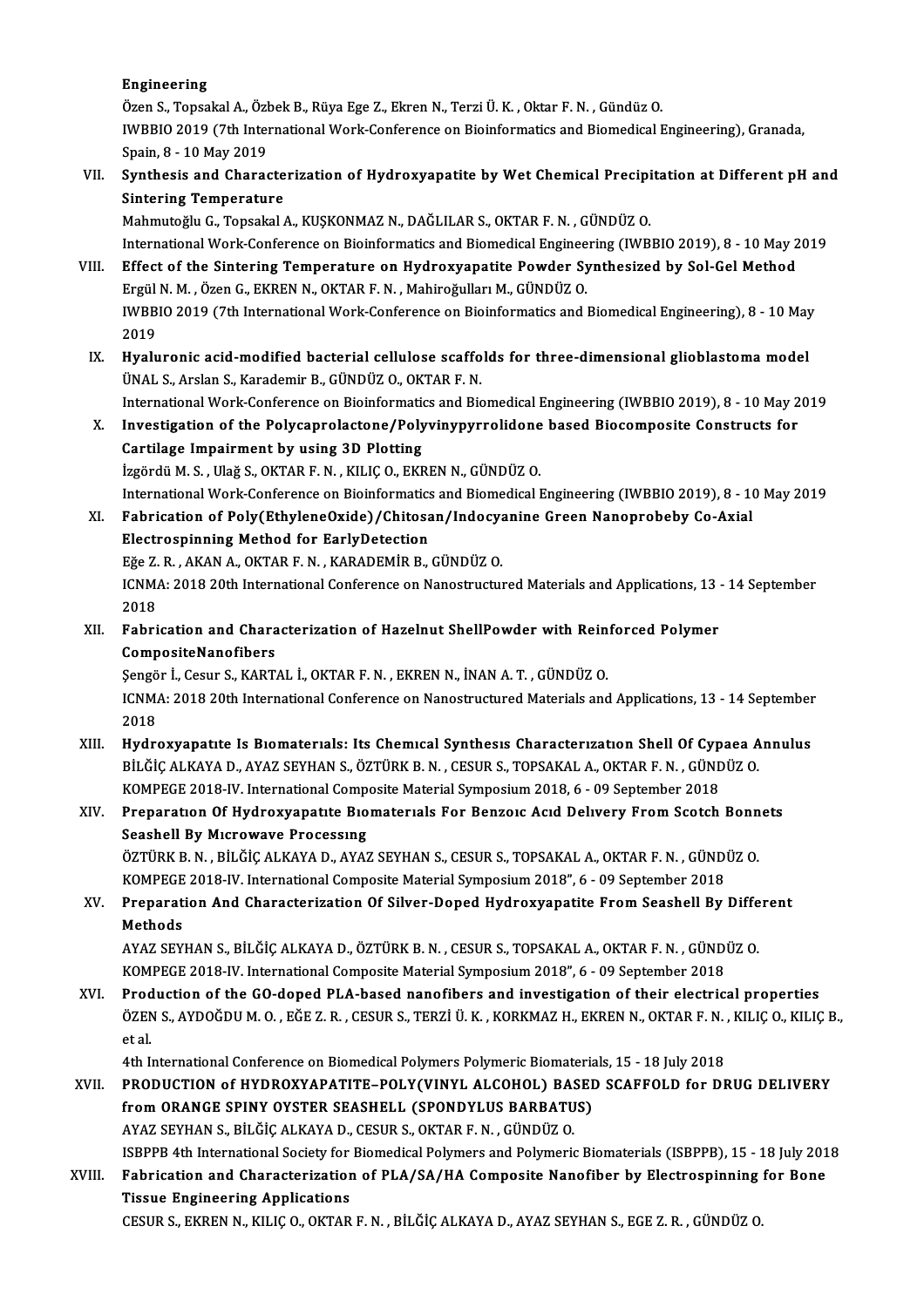Engineering
Özen S., Topsakal A., Özbek B., Rüya Ege Z., Ekren N., Terzi Ü. K. , Oktar F. N. , Gündüz O.
IWBBIO 2019 (7th International Work-Conference on Bioinformatics and Biomedical Engineering), Granada, Spain, 8 - 10 May 2019

VII. **Synthesis and Characterization of Hydroxyapatite by Wet Chemical Precipitation at Different pH and Sintering Temperature**
Mahmutoğlu G., Topsakal A., KUŞKONMAZ N., DAĞLILAR S., OKTAR F. N. , GÜNDÜZ O.
International Work-Conference on Bioinformatics and Biomedical Engineering (IWBBIO 2019), 8 - 10 May 2019

VIII. **Effect of the Sintering Temperature on Hydroxyapatite Powder Synthesized by Sol-Gel Method**
Ergül N. M. , Özen G., EKREN N., OKTAR F. N. , Mahiroğulları M., GÜNDÜZ O.
IWBBIO 2019 (7th International Work-Conference on Bioinformatics and Biomedical Engineering), 8 - 10 May 2019

IX. **Hyaluronic acid-modified bacterial cellulose scaffolds for three-dimensional glioblastoma model**
ÜNAL S., Arslan S., Karademir B., GÜNDÜZ O., OKTAR F. N.
International Work-Conference on Bioinformatics and Biomedical Engineering (IWBBIO 2019), 8 - 10 May 2019

X. **Investigation of the Polycaprolactone/Polyvinypyrrolidone based Biocomposite Constructs for Cartilage Impairment by using 3D Plotting**
İzgördü M. S. , Ulağ S., OKTAR F. N. , KILIÇ O., EKREN N., GÜNDÜZ O.
International Work-Conference on Bioinformatics and Biomedical Engineering (IWBBIO 2019), 8 - 10 May 2019

XI. **Fabrication of Poly(EthyleneOxide)/Chitosan/Indocyanine Green Nanoprobeby Co-Axial Electrospinning Method for EarlyDetection**
Eğe Z. R. , AKAN A., OKTAR F. N. , KARADEMİR B., GÜNDÜZ O.
ICNMA: 2018 20th International Conference on Nanostructured Materials and Applications, 13 - 14 September 2018

XII. **Fabrication and Characterization of Hazelnut ShellPowder with Reinforced Polymer CompositeNanofibers**
Şengör İ., Cesur S., KARTAL İ., OKTAR F. N. , EKREN N., İNAN A. T. , GÜNDÜZ O.
ICNMA: 2018 20th International Conference on Nanostructured Materials and Applications, 13 - 14 September 2018

XIII. **Hydroxyapatıte Is Bıomaterıals: Its Chemıcal Synthesıs Characterızatıon Shell Of Cypaea Annulus**
BİLĞİÇ ALKAYA D., AYAZ SEYHAN S., ÖZTÜRK B. N. , CESUR S., TOPSAKAL A., OKTAR F. N. , GÜNDÜZ O.
KOMPEGE 2018-IV. International Composite Material Symposium 2018, 6 - 09 September 2018

XIV. **Preparatıon Of Hydroxyapatıte Bıomaterıals For Benzoıc Acıd Delıvery From Scotch Bonnets Seashell By Mıcrowave Processıng**
ÖZTÜRK B. N. , BİLĞİÇ ALKAYA D., AYAZ SEYHAN S., CESUR S., TOPSAKAL A., OKTAR F. N. , GÜNDÜZ O.
KOMPEGE 2018-IV. International Composite Material Symposium 2018", 6 - 09 September 2018

XV. **Preparation And Characterization Of Silver-Doped Hydroxyapatite From Seashell By Different Methods**
AYAZ SEYHAN S., BİLĞİÇ ALKAYA D., ÖZTÜRK B. N. , CESUR S., TOPSAKAL A., OKTAR F. N. , GÜNDÜZ O.
KOMPEGE 2018-IV. International Composite Material Symposium 2018", 6 - 09 September 2018

XVI. **Production of the GO-doped PLA-based nanofibers and investigation of their electrical properties**
ÖZEN S., AYDOĞDU M. O. , EĞE Z. R. , CESUR S., TERZİ Ü. K. , KORKMAZ H., EKREN N., OKTAR F. N. , KILIÇ O., KILIÇ B., et al.
4th International Conference on Biomedical Polymers Polymeric Biomaterials, 15 - 18 July 2018

XVII. **PRODUCTION of HYDROXYAPATITE–POLY(VINYL ALCOHOL) BASED SCAFFOLD for DRUG DELIVERY from ORANGE SPINY OYSTER SEASHELL (SPONDYLUS BARBATUS)**
AYAZ SEYHAN S., BİLĞİÇ ALKAYA D., CESUR S., OKTAR F. N. , GÜNDÜZ O.
ISBPPB 4th International Society for Biomedical Polymers and Polymeric Biomaterials (ISBPPB), 15 - 18 July 2018

XVIII. **Fabrication and Characterization of PLA/SA/HA Composite Nanofiber by Electrospinning for Bone Tissue Engineering Applications**
CESUR S., EKREN N., KILIÇ O., OKTAR F. N. , BİLĞİÇ ALKAYA D., AYAZ SEYHAN S., EGE Z. R. , GÜNDÜZ O.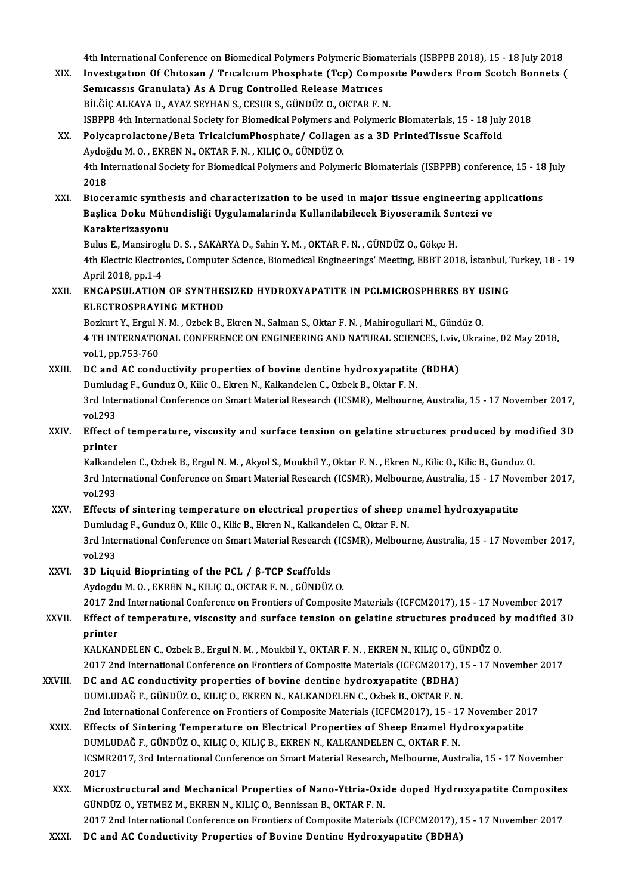4th International Conference on Biomedical Polymers Polymeric Biomaterials (ISBPPB 2018), 15 - 18 July 2018

XIX. **Investıgatıon Of Chıtosan / Trıcalcıum Phosphate (Tcp) Composıte Powders From Scotch Bonnets ( Semıcassıs Granulata) As A Drug Controlled Release Matrıces**
BİLĞİÇ ALKAYA D., AYAZ SEYHAN S., CESUR S., GÜNDÜZ O., OKTAR F. N.
ISBPPB 4th International Society for Biomedical Polymers and Polymeric Biomaterials, 15 - 18 July 2018

XX. **Polycaprolactone/Beta TricalciumPhosphate/ Collagen as a 3D PrintedTissue Scaffold**
Aydoğdu M. O. , EKREN N., OKTAR F. N. , KILIÇ O., GÜNDÜZ O.
4th International Society for Biomedical Polymers and Polymeric Biomaterials (ISBPPB) conference, 15 - 18 July 2018

XXI. **Bioceramic synthesis and characterization to be used in major tissue engineering applications Başlica Doku Mühendisliği Uygulamalarinda Kullanilabilecek Biyoseramik Sentezi ve Karakterizasyonu**
Bulus E., Mansiroglu D. S. , SAKARYA D., Sahin Y. M. , OKTAR F. N. , GÜNDÜZ O., Gökçe H.
4th Electric Electronics, Computer Science, Biomedical Engineerings' Meeting, EBBT 2018, İstanbul, Turkey, 18 - 19 April 2018, pp.1-4

XXII. **ENCAPSULATION OF SYNTHESIZED HYDROXYAPATITE IN PCLMICROSPHERES BY USING ELECTROSPRAYING METHOD**
Bozkurt Y., Ergul N. M. , Ozbek B., Ekren N., Salman S., Oktar F. N. , Mahirogullari M., Gündüz O.
4 TH INTERNATIONAL CONFERENCE ON ENGINEERING AND NATURAL SCIENCES, Lviv, Ukraine, 02 May 2018, vol.1, pp.753-760

XXIII. **DC and AC conductivity properties of bovine dentine hydroxyapatite (BDHA)**
Dumludag F., Gunduz O., Kilic O., Ekren N., Kalkandelen C., Ozbek B., Oktar F. N.
3rd International Conference on Smart Material Research (ICSMR), Melbourne, Australia, 15 - 17 November 2017, vol.293

XXIV. **Effect of temperature, viscosity and surface tension on gelatine structures produced by modified 3D printer**
Kalkandelen C., Ozbek B., Ergul N. M. , Akyol S., Moukbil Y., Oktar F. N. , Ekren N., Kilic O., Kilic B., Gunduz O.
3rd International Conference on Smart Material Research (ICSMR), Melbourne, Australia, 15 - 17 November 2017, vol.293

XXV. **Effects of sintering temperature on electrical properties of sheep enamel hydroxyapatite**
Dumludag F., Gunduz O., Kilic O., Kilic B., Ekren N., Kalkandelen C., Oktar F. N.
3rd International Conference on Smart Material Research (ICSMR), Melbourne, Australia, 15 - 17 November 2017, vol.293

XXVI. **3D Liquid Bioprinting of the PCL / β-TCP Scaffolds**
Aydogdu M. O. , EKREN N., KILIÇ O., OKTAR F. N. , GÜNDÜZ O.
2017 2nd International Conference on Frontiers of Composite Materials (ICFCM2017), 15 - 17 November 2017

XXVII. **Effect of temperature, viscosity and surface tension on gelatine structures produced by modified 3D printer**
KALKANDELEN C., Ozbek B., Ergul N. M. , Moukbil Y., OKTAR F. N. , EKREN N., KILIÇ O., GÜNDÜZ O.
2017 2nd International Conference on Frontiers of Composite Materials (ICFCM2017), 15 - 17 November 2017

XXVIII. **DC and AC conductivity properties of bovine dentine hydroxyapatite (BDHA)**
DUMLUDAĞ F., GÜNDÜZ O., KILIÇ O., EKREN N., KALKANDELEN C., Ozbek B., OKTAR F. N.
2nd International Conference on Frontiers of Composite Materials (ICFCM2017), 15 - 17 November 2017

XXIX. **Effects of Sintering Temperature on Electrical Properties of Sheep Enamel Hydroxyapatite**
DUMLUDAĞ F., GÜNDÜZ O., KILIÇ O., KILIÇ B., EKREN N., KALKANDELEN C., OKTAR F. N.
ICSMR2017, 3rd International Conference on Smart Material Research, Melbourne, Australia, 15 - 17 November 2017

XXX. **Microstructural and Mechanical Properties of Nano-Yttria-Oxide doped Hydroxyapatite Composites**
GÜNDÜZ O., YETMEZ M., EKREN N., KILIÇ O., Bennissan B., OKTAR F. N.
2017 2nd International Conference on Frontiers of Composite Materials (ICFCM2017), 15 - 17 November 2017

XXXI. **DC and AC Conductivity Properties of Bovine Dentine Hydroxyapatite (BDHA)**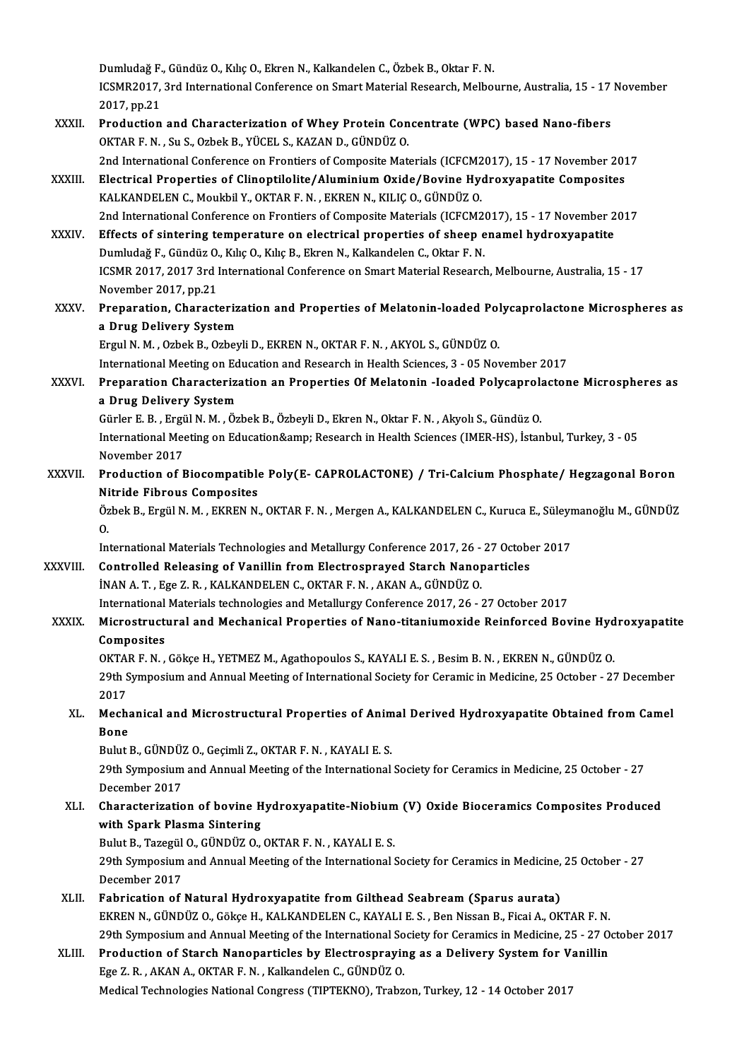Dumludağ F., Gündüz O., Kılıç O., Ekren N., Kalkandelen C., Özbek B., Oktar F. N.
ICSMR2017, 3rd International Conference on Smart Material Research, Melbourne, Australia, 15 - 17 November 2017, pp.21

XXXII. **Production and Characterization of Whey Protein Concentrate (WPC) based Nano-fibers**
OKTAR F. N. , Su S., Ozbek B., YÜCEL S., KAZAN D., GÜNDÜZ O.
2nd International Conference on Frontiers of Composite Materials (ICFCM2017), 15 - 17 November 2017

XXXIII. **Electrical Properties of Clinoptilolite/Aluminium Oxide/Bovine Hydroxyapatite Composites**
KALKANDELEN C., Moukbil Y., OKTAR F. N. , EKREN N., KILIÇ O., GÜNDÜZ O.
2nd International Conference on Frontiers of Composite Materials (ICFCM2017), 15 - 17 November 2017

XXXIV. **Effects of sintering temperature on electrical properties of sheep enamel hydroxyapatite**
Dumludağ F., Gündüz O., Kılıç O., Kılıç B., Ekren N., Kalkandelen C., Oktar F. N.
ICSMR 2017, 2017 3rd International Conference on Smart Material Research, Melbourne, Australia, 15 - 17 November 2017, pp.21

XXXV. **Preparation, Characterization and Properties of Melatonin-loaded Polycaprolactone Microspheres as a Drug Delivery System**
Ergul N. M. , Ozbek B., Ozbeyli D., EKREN N., OKTAR F. N. , AKYOL S., GÜNDÜZ O.
International Meeting on Education and Research in Health Sciences, 3 - 05 November 2017

XXXVI. **Preparation Characterization an Properties Of Melatonin -loaded Polycaprolactone Microspheres as a Drug Delivery System**
Gürler E. B. , Ergül N. M. , Özbek B., Özbeyli D., Ekren N., Oktar F. N. , Akyolı S., Gündüz O.
International Meeting on Education&amp; Research in Health Sciences (IMER-HS), İstanbul, Turkey, 3 - 05 November 2017

XXXVII. **Production of Biocompatible Poly(E- CAPROLACTONE) / Tri-Calcium Phosphate/ Hegzagonal Boron Nitride Fibrous Composites**
Özbek B., Ergül N. M. , EKREN N., OKTAR F. N. , Mergen A., KALKANDELEN C., Kuruca E., Süleymanoğlu M., GÜNDÜZ O.
International Materials Technologies and Metallurgy Conference 2017, 26 - 27 October 2017

XXXVIII. **Controlled Releasing of Vanillin from Electrosprayed Starch Nanoparticles**
İNAN A. T. , Ege Z. R. , KALKANDELEN C., OKTAR F. N. , AKAN A., GÜNDÜZ O.
International Materials technologies and Metallurgy Conference 2017, 26 - 27 October 2017

XXXIX. **Microstructural and Mechanical Properties of Nano-titaniumoxide Reinforced Bovine Hydroxyapatite Composites**
OKTAR F. N. , Gökçe H., YETMEZ M., Agathopoulos S., KAYALI E. S. , Besim B. N. , EKREN N., GÜNDÜZ O.
29th Symposium and Annual Meeting of International Society for Ceramic in Medicine, 25 October - 27 December 2017

XL. **Mechanical and Microstructural Properties of Animal Derived Hydroxyapatite Obtained from Camel Bone**
Bulut B., GÜNDÜZ O., Geçimli Z., OKTAR F. N. , KAYALI E. S.
29th Symposium and Annual Meeting of the International Society for Ceramics in Medicine, 25 October - 27 December 2017

XLI. **Characterization of bovine Hydroxyapatite-Niobium (V) Oxide Bioceramics Composites Produced with Spark Plasma Sintering**
Bulut B., Tazegül O., GÜNDÜZ O., OKTAR F. N. , KAYALI E. S.
29th Symposium and Annual Meeting of the International Society for Ceramics in Medicine, 25 October - 27 December 2017

XLII. **Fabrication of Natural Hydroxyapatite from Gilthead Seabream (Sparus aurata)**
EKREN N., GÜNDÜZ O., Gökçe H., KALKANDELEN C., KAYALI E. S. , Ben Nissan B., Ficai A., OKTAR F. N.
29th Symposium and Annual Meeting of the International Society for Ceramics in Medicine, 25 - 27 October 2017

XLIII. **Production of Starch Nanoparticles by Electrospraying as a Delivery System for Vanillin**
Ege Z. R. , AKAN A., OKTAR F. N. , Kalkandelen C., GÜNDÜZ O.
Medical Technologies National Congress (TIPTEKNO), Trabzon, Turkey, 12 - 14 October 2017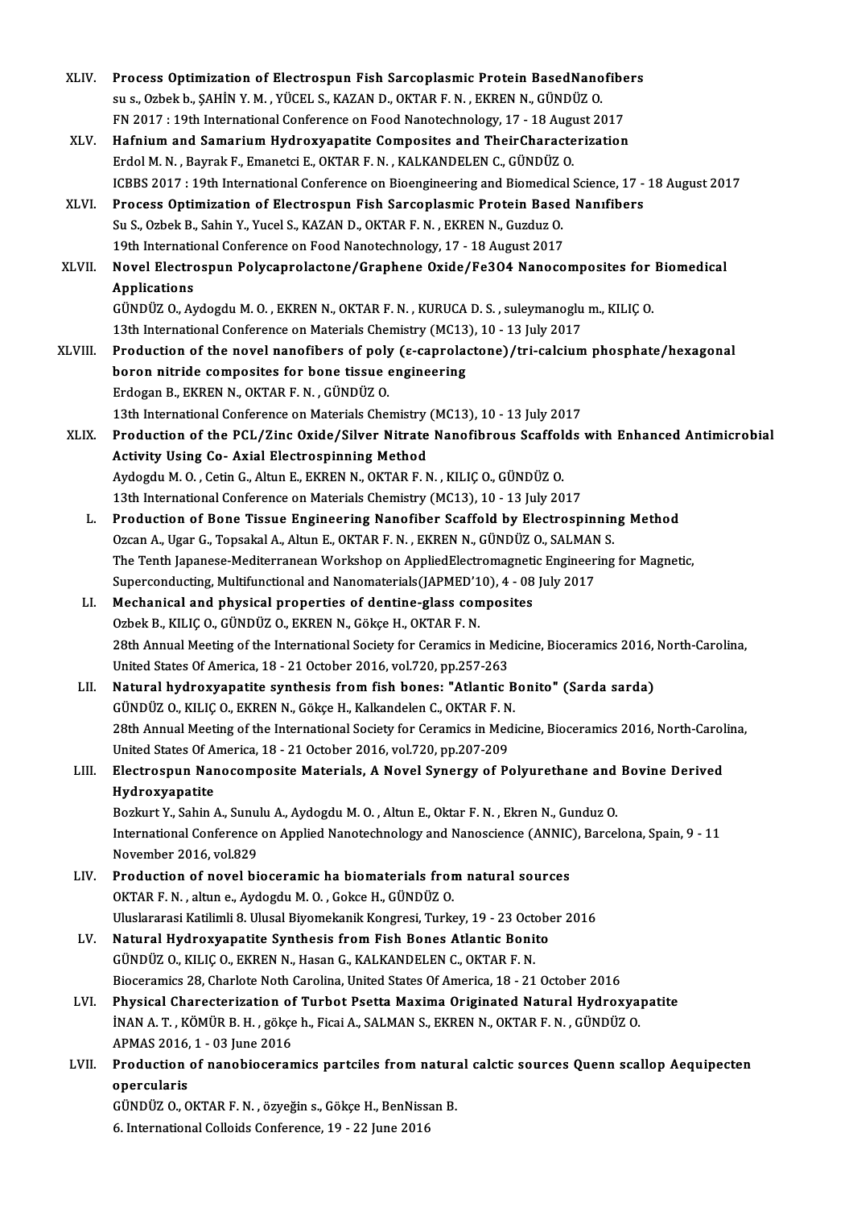XLIV. **Process Optimization of Electrospun Fish Sarcoplasmic Protein BasedNanofibers**
su s., Ozbek b., ŞAHİN Y. M. , YÜCEL S., KAZAN D., OKTAR F. N. , EKREN N., GÜNDÜZ O.
FN 2017 : 19th International Conference on Food Nanotechnology, 17 - 18 August 2017

XLV. **Hafnium and Samarium Hydroxyapatite Composites and TheirCharacterization**
Erdol M. N. , Bayrak F., Emanetci E., OKTAR F. N. , KALKANDELEN C., GÜNDÜZ O.
ICBBS 2017 : 19th International Conference on Bioengineering and Biomedical Science, 17 - 18 August 2017

XLVI. **Process Optimization of Electrospun Fish Sarcoplasmic Protein Based Nanıfibers**
Su S., Ozbek B., Sahin Y., Yucel S., KAZAN D., OKTAR F. N. , EKREN N., Guzduz O.
19th International Conference on Food Nanotechnology, 17 - 18 August 2017

XLVII. **Novel Electrospun Polycaprolactone/Graphene Oxide/Fe3O4 Nanocomposites for Biomedical Applications**
GÜNDÜZ O., Aydogdu M. O. , EKREN N., OKTAR F. N. , KURUCA D. S. , suleymanoglu m., KILIÇ O.
13th International Conference on Materials Chemistry (MC13), 10 - 13 July 2017

XLVIII. **Production of the novel nanofibers of poly (ε-caprolactone)/tri-calcium phosphate/hexagonal boron nitride composites for bone tissue engineering**
Erdogan B., EKREN N., OKTAR F. N. , GÜNDÜZ O.
13th International Conference on Materials Chemistry (MC13), 10 - 13 July 2017

XLIX. **Production of the PCL/Zinc Oxide/Silver Nitrate Nanofibrous Scaffolds with Enhanced Antimicrobial Activity Using Co- Axial Electrospinning Method**
Aydogdu M. O. , Cetin G., Altun E., EKREN N., OKTAR F. N. , KILIÇ O., GÜNDÜZ O.
13th International Conference on Materials Chemistry (MC13), 10 - 13 July 2017

L. **Production of Bone Tissue Engineering Nanofiber Scaffold by Electrospinning Method**
Ozcan A., Ugar G., Topsakal A., Altun E., OKTAR F. N. , EKREN N., GÜNDÜZ O., SALMAN S.
The Tenth Japanese-Mediterranean Workshop on AppliedElectromagnetic Engineering for Magnetic, Superconducting, Multifunctional and Nanomaterials(JAPMED'10), 4 - 08 July 2017

LI. **Mechanical and physical properties of dentine-glass composites**
Ozbek B., KILIÇ O., GÜNDÜZ O., EKREN N., Gökçe H., OKTAR F. N.
28th Annual Meeting of the International Society for Ceramics in Medicine, Bioceramics 2016, North-Carolina, United States Of America, 18 - 21 October 2016, vol.720, pp.257-263

LII. **Natural hydroxyapatite synthesis from fish bones: "Atlantic Bonito" (Sarda sarda)**
GÜNDÜZ O., KILIÇ O., EKREN N., Gökçe H., Kalkandelen C., OKTAR F. N.
28th Annual Meeting of the International Society for Ceramics in Medicine, Bioceramics 2016, North-Carolina, United States Of America, 18 - 21 October 2016, vol.720, pp.207-209

LIII. **Electrospun Nanocomposite Materials, A Novel Synergy of Polyurethane and Bovine Derived Hydroxyapatite**
Bozkurt Y., Sahin A., Sunulu A., Aydogdu M. O. , Altun E., Oktar F. N. , Ekren N., Gunduz O.
International Conference on Applied Nanotechnology and Nanoscience (ANNIC), Barcelona, Spain, 9 - 11 November 2016, vol.829

LIV. **Production of novel bioceramic ha biomaterials from natural sources**
OKTAR F. N. , altun e., Aydogdu M. O. , Gokce H., GÜNDÜZ O.
Uluslararasi Katilimli 8. Ulusal Biyomekanik Kongresi, Turkey, 19 - 23 October 2016

LV. **Natural Hydroxyapatite Synthesis from Fish Bones Atlantic Bonito**
GÜNDÜZ O., KILIÇ O., EKREN N., Hasan G., KALKANDELEN C., OKTAR F. N.
Bioceramics 28, Charlote Noth Carolina, United States Of America, 18 - 21 October 2016

LVI. **Physical Charecterization of Turbot Psetta Maxima Originated Natural Hydroxyapatite**
İNAN A. T. , KÖMÜR B. H. , gökçe h., Ficai A., SALMAN S., EKREN N., OKTAR F. N. , GÜNDÜZ O.
APMAS 2016, 1 - 03 June 2016

LVII. **Production of nanobioceramics partciles from natural calctic sources Quenn scallop Aequipecten opercularis**
GÜNDÜZ O., OKTAR F. N. , özyeğin s., Gökçe H., BenNissan B.
6. International Colloids Conference, 19 - 22 June 2016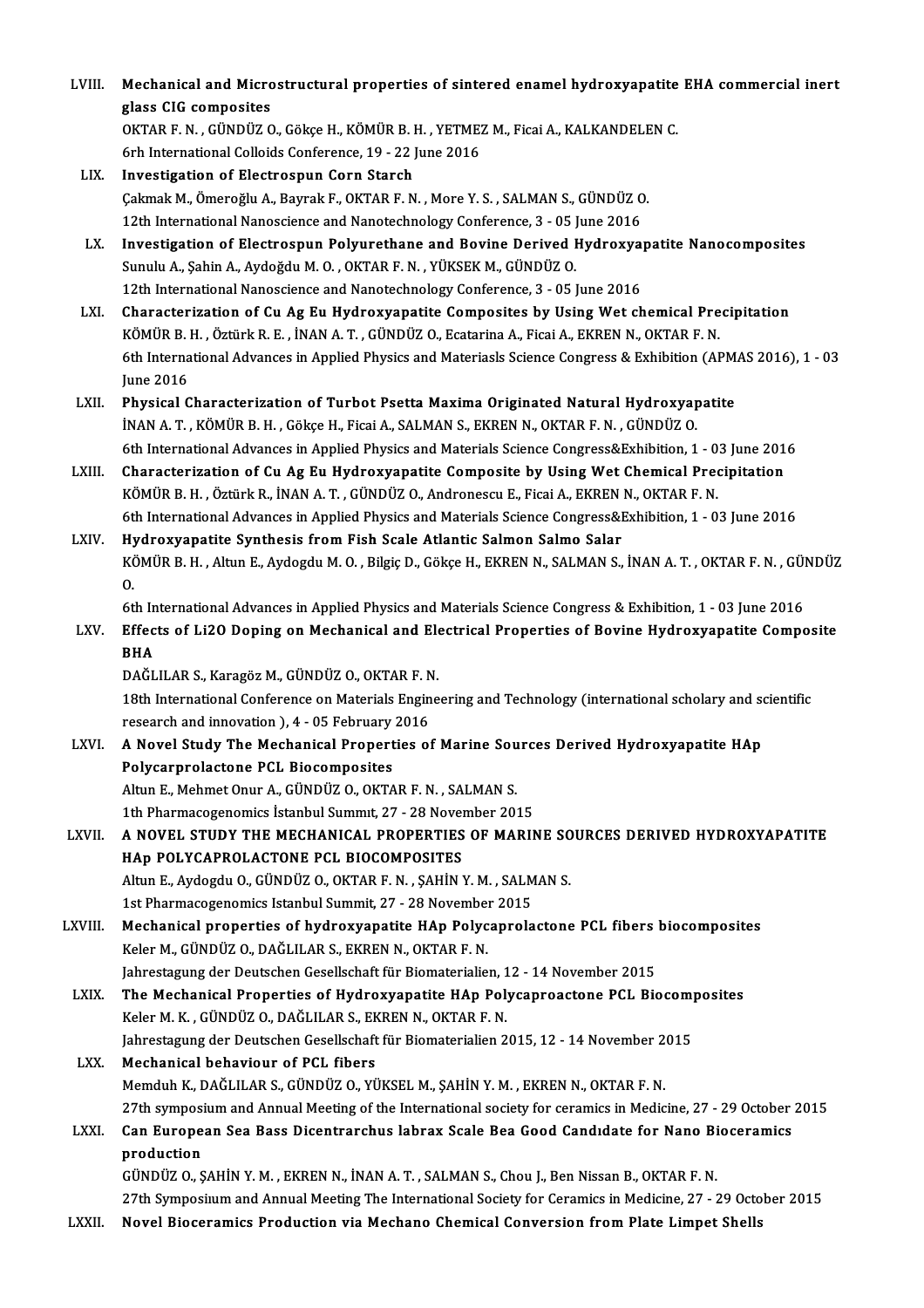LVIII. **Mechanical and Microstructural properties of sintered enamel hydroxyapatite EHA commercial inert glass CIG composites**
OKTAR F. N. , GÜNDÜZ O., Gökçe H., KÖMÜR B. H. , YETMEZ M., Ficai A., KALKANDELEN C.
6rh International Colloids Conference, 19 - 22 June 2016

LIX. **Investigation of Electrospun Corn Starch**
Çakmak M., Ömeroğlu A., Bayrak F., OKTAR F. N. , More Y. S. , SALMAN S., GÜNDÜZ O.
12th International Nanoscience and Nanotechnology Conference, 3 - 05 June 2016

LX. **Investigation of Electrospun Polyurethane and Bovine Derived Hydroxyapatite Nanocomposites**
Sunulu A., Şahin A., Aydoğdu M. O. , OKTAR F. N. , YÜKSEK M., GÜNDÜZ O.
12th International Nanoscience and Nanotechnology Conference, 3 - 05 June 2016

LXI. **Characterization of Cu Ag Eu Hydroxyapatite Composites by Using Wet chemical Precipitation**
KÖMÜR B. H. , Öztürk R. E. , İNAN A. T. , GÜNDÜZ O., Ecatarina A., Ficai A., EKREN N., OKTAR F. N.
6th International Advances in Applied Physics and Materiasls Science Congress & Exhibition (APMAS 2016), 1 - 03 June 2016

LXII. **Physical Characterization of Turbot Psetta Maxima Originated Natural Hydroxyapatite**
İNAN A. T. , KÖMÜR B. H. , Gökçe H., Ficai A., SALMAN S., EKREN N., OKTAR F. N. , GÜNDÜZ O.
6th International Advances in Applied Physics and Materials Science Congress&Exhibition, 1 - 03 June 2016

LXIII. **Characterization of Cu Ag Eu Hydroxyapatite Composite by Using Wet Chemical Precipitation**
KÖMÜR B. H. , Öztürk R., İNAN A. T. , GÜNDÜZ O., Andronescu E., Ficai A., EKREN N., OKTAR F. N.
6th International Advances in Applied Physics and Materials Science Congress&Exhibition, 1 - 03 June 2016

LXIV. **Hydroxyapatite Synthesis from Fish Scale Atlantic Salmon Salmo Salar**
KÖMÜR B. H. , Altun E., Aydogdu M. O. , Bilgiç D., Gökçe H., EKREN N., SALMAN S., İNAN A. T. , OKTAR F. N. , GÜNDÜZ O.
6th International Advances in Applied Physics and Materials Science Congress & Exhibition, 1 - 03 June 2016

LXV. **Effects of Li2O Doping on Mechanical and Electrical Properties of Bovine Hydroxyapatite Composite BHA**
DAĞLILAR S., Karagöz M., GÜNDÜZ O., OKTAR F. N.
18th International Conference on Materials Engineering and Technology (international scholary and scientific research and innovation ), 4 - 05 February 2016

LXVI. **A Novel Study The Mechanical Properties of Marine Sources Derived Hydroxyapatite HAp Polycarprolactone PCL Biocomposites**
Altun E., Mehmet Onur A., GÜNDÜZ O., OKTAR F. N. , SALMAN S.
1th Pharmacogenomics İstanbul Summıt, 27 - 28 November 2015

LXVII. **A NOVEL STUDY THE MECHANICAL PROPERTIES OF MARINE SOURCES DERIVED HYDROXYAPATITE HAp POLYCAPROLACTONE PCL BIOCOMPOSITES**
Altun E., Aydogdu O., GÜNDÜZ O., OKTAR F. N. , ŞAHİN Y. M. , SALMAN S.
1st Pharmacogenomics Istanbul Summit, 27 - 28 November 2015

LXVIII. **Mechanical properties of hydroxyapatite HAp Polycaprolactone PCL fibers biocomposites**
Keler M., GÜNDÜZ O., DAĞLILAR S., EKREN N., OKTAR F. N.
Jahrestagung der Deutschen Gesellschaft für Biomaterialien, 12 - 14 November 2015

LXIX. **The Mechanical Properties of Hydroxyapatite HAp Polycaproactone PCL Biocomposites**
Keler M. K. , GÜNDÜZ O., DAĞLILAR S., EKREN N., OKTAR F. N.
Jahrestagung der Deutschen Gesellschaft für Biomaterialien 2015, 12 - 14 November 2015

LXX. **Mechanical behaviour of PCL fibers**
Memduh K., DAĞLILAR S., GÜNDÜZ O., YÜKSEL M., ŞAHİN Y. M. , EKREN N., OKTAR F. N.
27th symposium and Annual Meeting of the International society for ceramics in Medicine, 27 - 29 October 2015

LXXI. **Can European Sea Bass Dicentrarchus labrax Scale Bea Good Candıdate for Nano Bioceramics production**
GÜNDÜZ O., ŞAHİN Y. M. , EKREN N., İNAN A. T. , SALMAN S., Chou J., Ben Nissan B., OKTAR F. N.
27th Symposium and Annual Meeting The International Society for Ceramics in Medicine, 27 - 29 October 2015

LXXII. **Novel Bioceramics Production via Mechano Chemical Conversion from Plate Limpet Shells**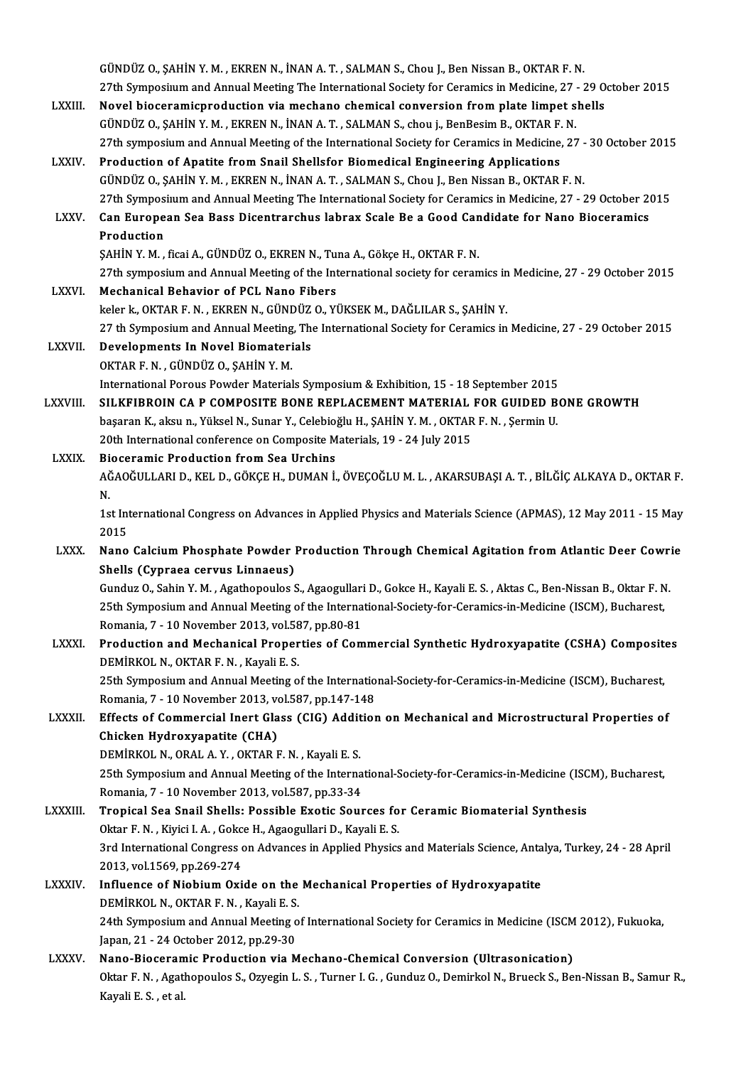GÜNDÜZ O., ŞAHİN Y. M. , EKREN N., İNAN A. T. , SALMAN S., Chou J., Ben Nissan B., OKTAR F. N.
27th Symposiium and Annual Meeting The International Society for Ceramics in Medicine, 27 - 29 October 2015

LXXIII. **Novel bioceramicproduction via mechano chemical conversion from plate limpet shells**
GÜNDÜZ O., ŞAHİN Y. M. , EKREN N., İNAN A. T. , SALMAN S., chou j., BenBesim B., OKTAR F. N.
27th symposium and Annual Meeting of the International Society for Ceramics in Medicine, 27 - 30 October 2015

LXXIV. **Production of Apatite from Snail Shellsfor Biomedical Engineering Applications**
GÜNDÜZ O., ŞAHİN Y. M. , EKREN N., İNAN A. T. , SALMAN S., Chou J., Ben Nissan B., OKTAR F. N.
27th Symposiium and Annual Meeting The International Society for Ceramics in Medicine, 27 - 29 October 2015

LXXV. **Can European Sea Bass Dicentrarchus labrax Scale Be a Good Candidate for Nano Bioceramics Production**
ŞAHİN Y. M. , ficai A., GÜNDÜZ O., EKREN N., Tuna A., Gökçe H., OKTAR F. N.
27th symposium and Annual Meeting of the International society for ceramics in Medicine, 27 - 29 October 2015

LXXVI. **Mechanical Behavior of PCL Nano Fibers**
keler k., OKTAR F. N. , EKREN N., GÜNDÜZ O., YÜKSEK M., DAĞLILAR S., ŞAHİN Y.
27 th Symposium and Annual Meeting, The International Society for Ceramics in Medicine, 27 - 29 October 2015

LXXVII. **Developments In Novel Biomaterials**
OKTAR F. N. , GÜNDÜZ O., ŞAHİN Y. M.
International Porous Powder Materials Symposium & Exhibition, 15 - 18 September 2015

LXXVIII. **SILKFIBROIN CA P COMPOSITE BONE REPLACEMENT MATERIAL FOR GUIDED BONE GROWTH**
başaran K., aksu n., Yüksel N., Sunar Y., Celebioğlu H., ŞAHİN Y. M. , OKTAR F. N. , Şermin U.
20th International conference on Composite Materials, 19 - 24 July 2015

LXXIX. **Bioceramic Production from Sea Urchins**
AĞAOĞULLARI D., KEL D., GÖKÇE H., DUMAN İ., ÖVEÇOĞLU M. L. , AKARSUBAŞI A. T. , BİLĞİÇ ALKAYA D., OKTAR F. N.
1st International Congress on Advances in Applied Physics and Materials Science (APMAS), 12 May 2011 - 15 May 2015

LXXX. **Nano Calcium Phosphate Powder Production Through Chemical Agitation from Atlantic Deer Cowrie Shells (Cypraea cervus Linnaeus)**
Gunduz O., Sahin Y. M. , Agathopoulos S., Agaogullari D., Gokce H., Kayali E. S. , Aktas C., Ben-Nissan B., Oktar F. N.
25th Symposium and Annual Meeting of the International-Society-for-Ceramics-in-Medicine (ISCM), Bucharest, Romania, 7 - 10 November 2013, vol.587, pp.80-81

LXXXI. **Production and Mechanical Properties of Commercial Synthetic Hydroxyapatite (CSHA) Composites**
DEMİRKOL N., OKTAR F. N. , Kayali E. S.
25th Symposium and Annual Meeting of the International-Society-for-Ceramics-in-Medicine (ISCM), Bucharest, Romania, 7 - 10 November 2013, vol.587, pp.147-148

LXXXII. **Effects of Commercial Inert Glass (CIG) Addition on Mechanical and Microstructural Properties of Chicken Hydroxyapatite (CHA)**
DEMİRKOL N., ORAL A. Y. , OKTAR F. N. , Kayali E. S.
25th Symposium and Annual Meeting of the International-Society-for-Ceramics-in-Medicine (ISCM), Bucharest, Romania, 7 - 10 November 2013, vol.587, pp.33-34

LXXXIII. **Tropical Sea Snail Shells: Possible Exotic Sources for Ceramic Biomaterial Synthesis**
Oktar F. N. , Kiyici I. A. , Gokce H., Agaogullari D., Kayali E. S.
3rd International Congress on Advances in Applied Physics and Materials Science, Antalya, Turkey, 24 - 28 April 2013, vol.1569, pp.269-274

LXXXIV. **Influence of Niobium Oxide on the Mechanical Properties of Hydroxyapatite**
DEMİRKOL N., OKTAR F. N. , Kayali E. S.
24th Symposium and Annual Meeting of International Society for Ceramics in Medicine (ISCM 2012), Fukuoka, Japan, 21 - 24 October 2012, pp.29-30

LXXXV. **Nano-Bioceramic Production via Mechano-Chemical Conversion (Ultrasonication)**
Oktar F. N. , Agathopoulos S., Ozyegin L. S. , Turner I. G. , Gunduz O., Demirkol N., Brueck S., Ben-Nissan B., Samur R., Kayali E. S. , et al.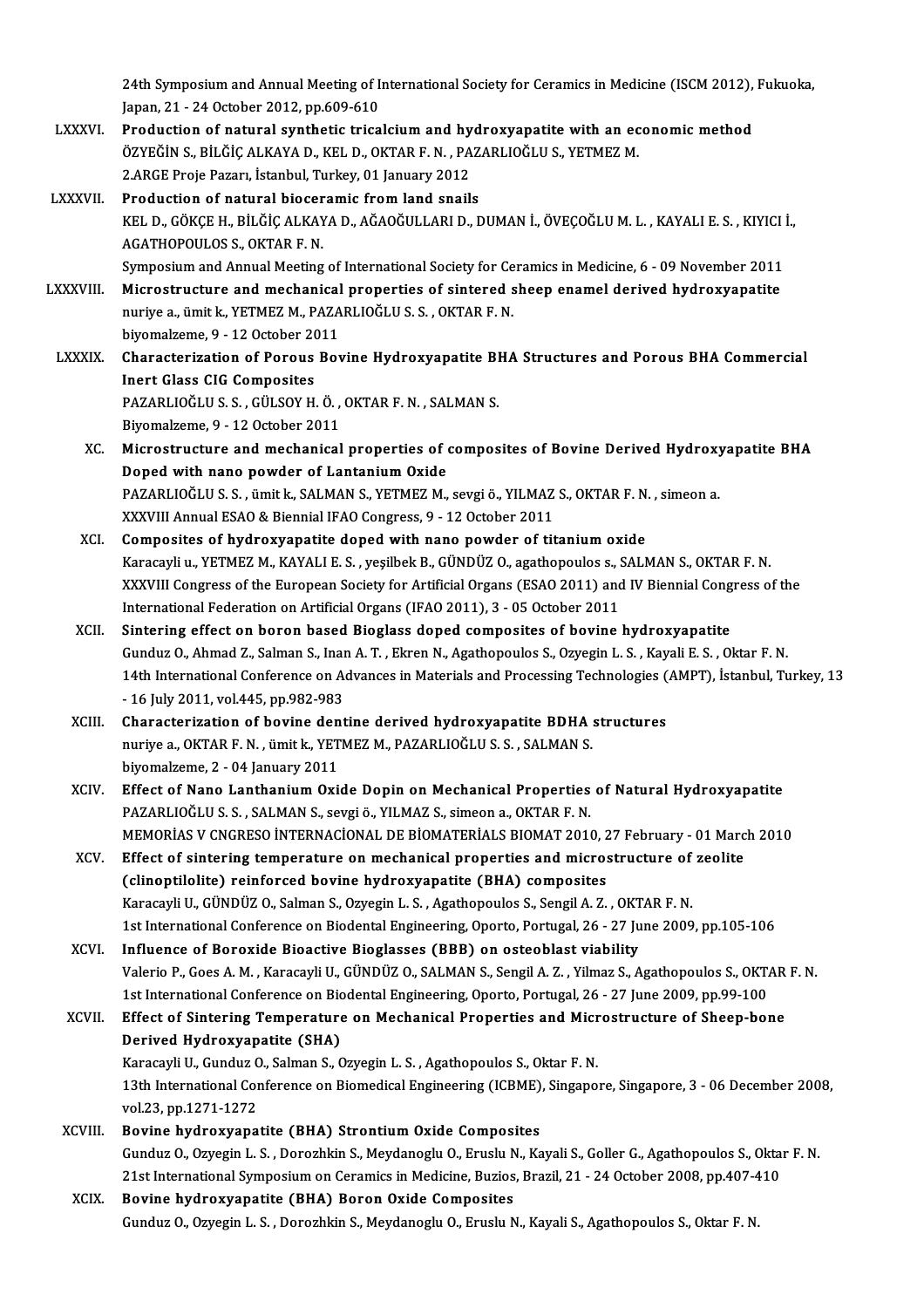24th Symposium and Annual Meeting of International Society for Ceramics in Medicine (ISCM 2012), Fukuoka, Japan, 21 - 24 October 2012, pp.609-610

LXXXVI. **Production of natural synthetic tricalcium and hydroxyapatite with an economic method**
ÖZYEĞİN S., BİLĞİÇ ALKAYA D., KEL D., OKTAR F. N. , PAZARLIOĞLU S., YETMEZ M.
2.ARGE Proje Pazarı, İstanbul, Turkey, 01 January 2012

LXXXVII. **Production of natural bioceramic from land snails**
KEL D., GÖKÇE H., BİLĞİÇ ALKAYA D., AĞAOĞULLARI D., DUMAN İ., ÖVEÇOĞLU M. L. , KAYALI E. S. , KIYICI İ., AGATHOPOULOS S., OKTAR F. N.
Symposium and Annual Meeting of International Society for Ceramics in Medicine, 6 - 09 November 2011

LXXXVIII. **Microstructure and mechanical properties of sintered sheep enamel derived hydroxyapatite**
nuriye a., ümit k., YETMEZ M., PAZARLIOĞLU S. S. , OKTAR F. N.
biyomalzeme, 9 - 12 October 2011

LXXXIX. **Characterization of Porous Bovine Hydroxyapatite BHA Structures and Porous BHA Commercial Inert Glass CIG Composites**
PAZARLIOĞLU S. S. , GÜLSOY H. Ö. , OKTAR F. N. , SALMAN S.
Biyomalzeme, 9 - 12 October 2011

XC. **Microstructure and mechanical properties of composites of Bovine Derived Hydroxyapatite BHA Doped with nano powder of Lantanium Oxide**
PAZARLIOĞLU S. S. , ümit k., SALMAN S., YETMEZ M., sevgi ö., YILMAZ S., OKTAR F. N. , simeon a.
XXXVIII Annual ESAO & Biennial IFAO Congress, 9 - 12 October 2011

XCI. **Composites of hydroxyapatite doped with nano powder of titanium oxide**
Karacayli u., YETMEZ M., KAYALI E. S. , yeşilbek B., GÜNDÜZ O., agathopoulos s., SALMAN S., OKTAR F. N.
XXXVIII Congress of the European Society for Artificial Organs (ESAO 2011) and IV Biennial Congress of the International Federation on Artificial Organs (IFAO 2011), 3 - 05 October 2011

XCII. **Sintering effect on boron based Bioglass doped composites of bovine hydroxyapatite**
Gunduz O., Ahmad Z., Salman S., Inan A. T. , Ekren N., Agathopoulos S., Ozyegin L. S. , Kayali E. S. , Oktar F. N.
14th International Conference on Advances in Materials and Processing Technologies (AMPT), İstanbul, Turkey, 13 - 16 July 2011, vol.445, pp.982-983

XCIII. **Characterization of bovine dentine derived hydroxyapatite BDHA structures**
nuriye a., OKTAR F. N. , ümit k., YETMEZ M., PAZARLIOĞLU S. S. , SALMAN S.
biyomalzeme, 2 - 04 January 2011

XCIV. **Effect of Nano Lanthanium Oxide Dopin on Mechanical Properties of Natural Hydroxyapatite**
PAZARLIOĞLU S. S. , SALMAN S., sevgi ö., YILMAZ S., simeon a., OKTAR F. N.
MEMORİAS V CNGRESO İNTERNACİONAL DE BİOMATERİALS BIOMAT 2010, 27 February - 01 March 2010

XCV. **Effect of sintering temperature on mechanical properties and microstructure of zeolite (clinoptilolite) reinforced bovine hydroxyapatite (BHA) composites**
Karacayli U., GÜNDÜZ O., Salman S., Ozyegin L. S. , Agathopoulos S., Sengil A. Z. , OKTAR F. N.
1st International Conference on Biodental Engineering, Oporto, Portugal, 26 - 27 June 2009, pp.105-106

XCVI. **Influence of Boroxide Bioactive Bioglasses (BBB) on osteoblast viability**
Valerio P., Goes A. M. , Karacayli U., GÜNDÜZ O., SALMAN S., Sengil A. Z. , Yilmaz S., Agathopoulos S., OKTAR F. N.
1st International Conference on Biodental Engineering, Oporto, Portugal, 26 - 27 June 2009, pp.99-100

XCVII. **Effect of Sintering Temperature on Mechanical Properties and Microstructure of Sheep-bone Derived Hydroxyapatite (SHA)**
Karacayli U., Gunduz O., Salman S., Ozyegin L. S. , Agathopoulos S., Oktar F. N.
13th International Conference on Biomedical Engineering (ICBME), Singapore, Singapore, 3 - 06 December 2008, vol.23, pp.1271-1272

XCVIII. **Bovine hydroxyapatite (BHA) Strontium Oxide Composites**
Gunduz O., Ozyegin L. S. , Dorozhkin S., Meydanoglu O., Eruslu N., Kayali S., Goller G., Agathopoulos S., Oktar F. N.
21st International Symposium on Ceramics in Medicine, Buzios, Brazil, 21 - 24 October 2008, pp.407-410

XCIX. **Bovine hydroxyapatite (BHA) Boron Oxide Composites**
Gunduz O., Ozyegin L. S. , Dorozhkin S., Meydanoglu O., Eruslu N., Kayali S., Agathopoulos S., Oktar F. N.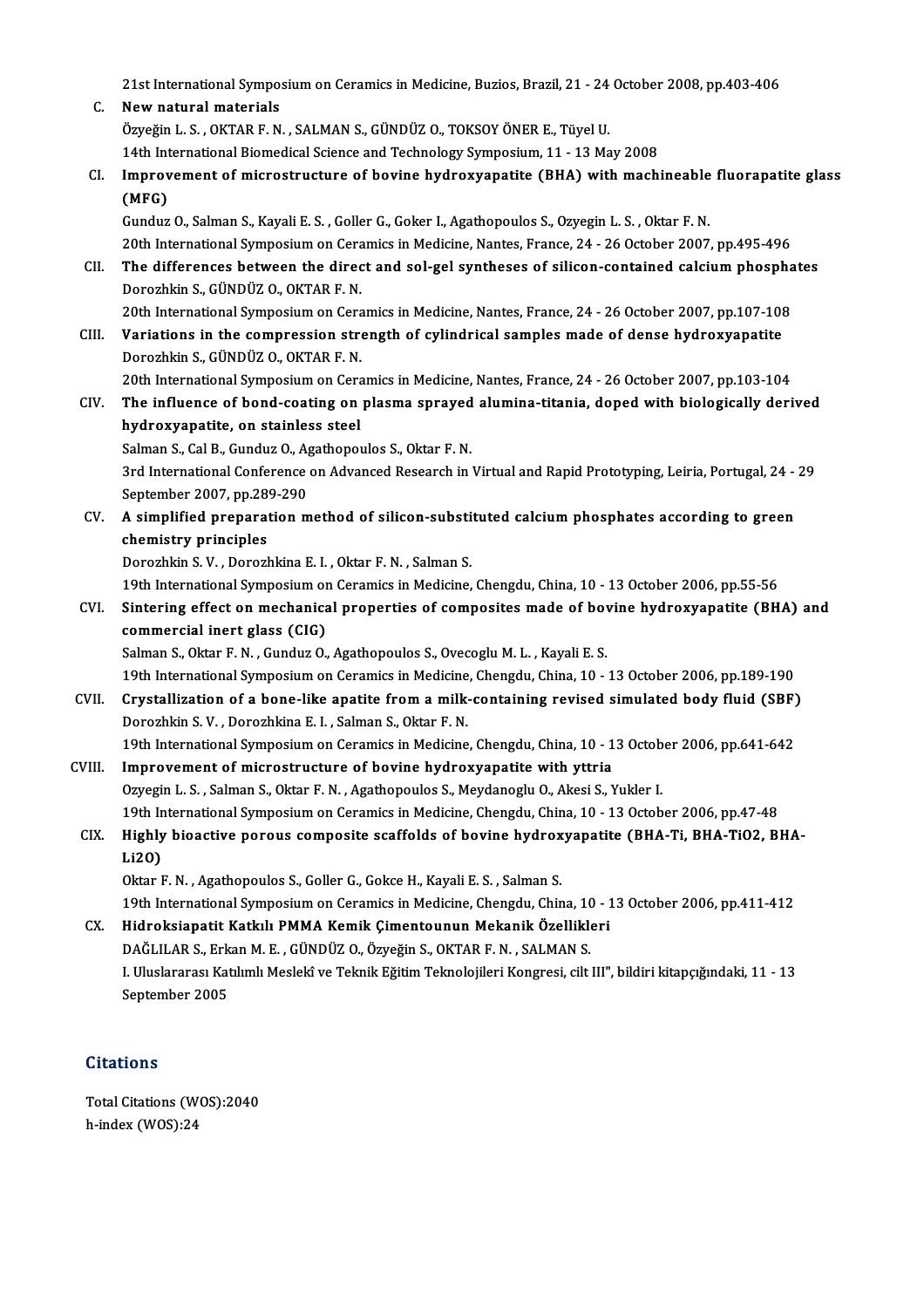21st International Symposium on Ceramics in Medicine, Buzios, Brazil, 21 - 24 October 2008, pp.403-406

C. **New natural materials**
Özyeğin L. S. , OKTAR F. N. , SALMAN S., GÜNDÜZ O., TOKSOY ÖNER E., Tüyel U.
14th International Biomedical Science and Technology Symposium, 11 - 13 May 2008

CI. **Improvement of microstructure of bovine hydroxyapatite (BHA) with machineable fluorapatite glass (MFG)**
Gunduz O., Salman S., Kayali E. S. , Goller G., Goker I., Agathopoulos S., Ozyegin L. S. , Oktar F. N.
20th International Symposium on Ceramics in Medicine, Nantes, France, 24 - 26 October 2007, pp.495-496

CII. **The differences between the direct and sol-gel syntheses of silicon-contained calcium phosphates**
Dorozhkin S., GÜNDÜZ O., OKTAR F. N.
20th International Symposium on Ceramics in Medicine, Nantes, France, 24 - 26 October 2007, pp.107-108

CIII. **Variations in the compression strength of cylindrical samples made of dense hydroxyapatite**
Dorozhkin S., GÜNDÜZ O., OKTAR F. N.
20th International Symposium on Ceramics in Medicine, Nantes, France, 24 - 26 October 2007, pp.103-104

CIV. **The influence of bond-coating on plasma sprayed alumina-titania, doped with biologically derived hydroxyapatite, on stainless steel**
Salman S., Cal B., Gunduz O., Agathopoulos S., Oktar F. N.
3rd International Conference on Advanced Research in Virtual and Rapid Prototyping, Leiria, Portugal, 24 - 29 September 2007, pp.289-290

CV. **A simplified preparation method of silicon-substituted calcium phosphates according to green chemistry principles**
Dorozhkin S. V. , Dorozhkina E. I. , Oktar F. N. , Salman S.
19th International Symposium on Ceramics in Medicine, Chengdu, China, 10 - 13 October 2006, pp.55-56

CVI. **Sintering effect on mechanical properties of composites made of bovine hydroxyapatite (BHA) and commercial inert glass (CIG)**
Salman S., Oktar F. N. , Gunduz O., Agathopoulos S., Ovecoglu M. L. , Kayali E. S.
19th International Symposium on Ceramics in Medicine, Chengdu, China, 10 - 13 October 2006, pp.189-190

CVII. **Crystallization of a bone-like apatite from a milk-containing revised simulated body fluid (SBF)**
Dorozhkin S. V. , Dorozhkina E. I. , Salman S., Oktar F. N.
19th International Symposium on Ceramics in Medicine, Chengdu, China, 10 - 13 October 2006, pp.641-642

CVIII. **Improvement of microstructure of bovine hydroxyapatite with yttria**
Ozyegin L. S. , Salman S., Oktar F. N. , Agathopoulos S., Meydanoglu O., Akesi S., Yukler I.
19th International Symposium on Ceramics in Medicine, Chengdu, China, 10 - 13 October 2006, pp.47-48

CIX. **Highly bioactive porous composite scaffolds of bovine hydroxyapatite (BHA-Ti, BHA-TiO2, BHA-Li2O)**
Oktar F. N. , Agathopoulos S., Goller G., Gokce H., Kayali E. S. , Salman S.
19th International Symposium on Ceramics in Medicine, Chengdu, China, 10 - 13 October 2006, pp.411-412

CX. **Hidroksiapatit Katkılı PMMA Kemik Çimentounun Mekanik Özellikleri**
DAĞLILAR S., Erkan M. E. , GÜNDÜZ O., Özyeğin S., OKTAR F. N. , SALMAN S.
I. Uluslararası Katılımlı Meslekî ve Teknik Eğitim Teknolojileri Kongresi, cilt III", bildiri kitapçığındaki, 11 - 13 September 2005

## Citations

Total Citations (WOS):2040
h-index (WOS):24